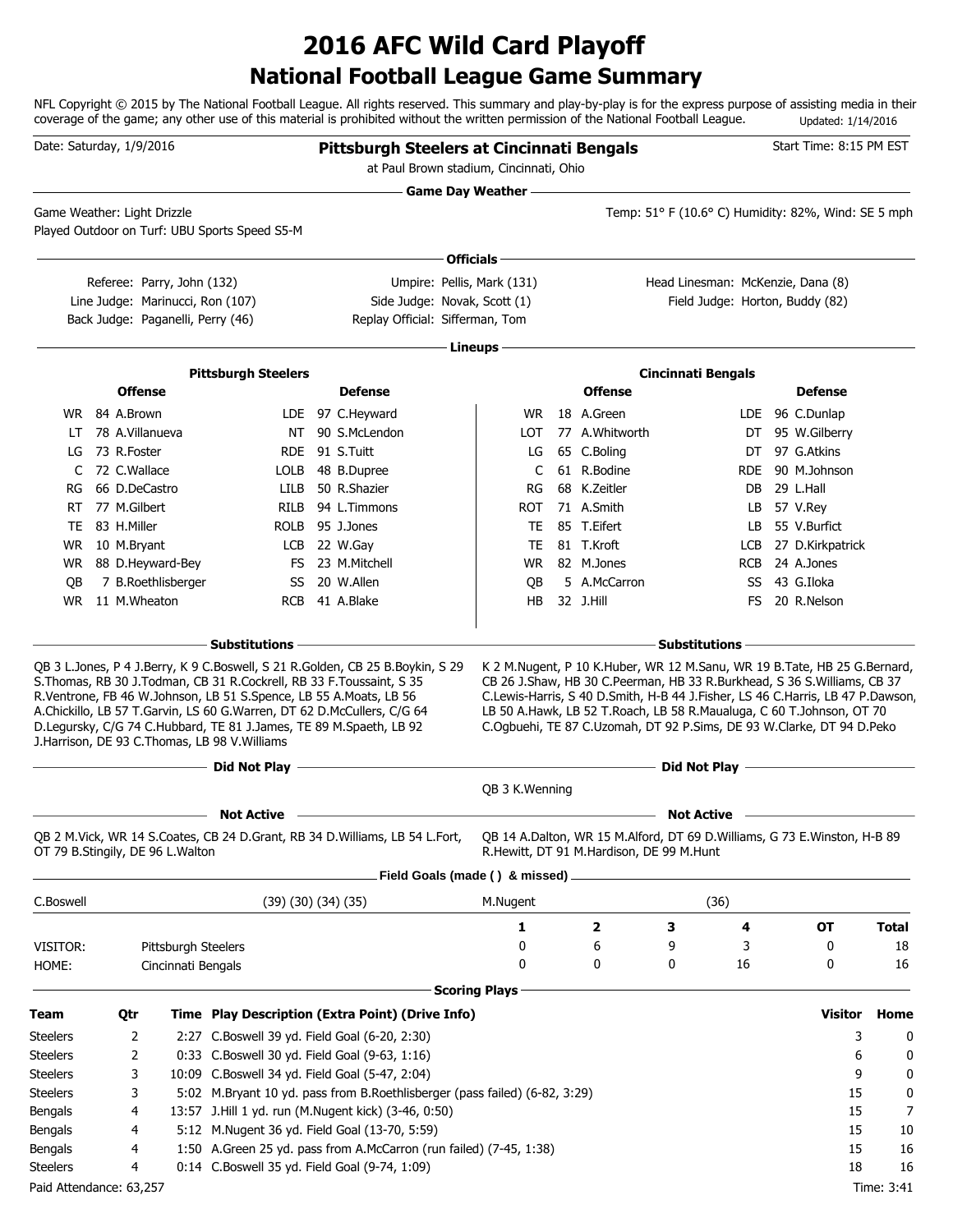# 2016 AFC Wild Card Playoff

## National Football League Game Summary

NFL Copyright © 2015 by The National Football League. All rights reserved. This summary and play-by-play is for the express purpose of assisting media in their coverage of the game; any other use of this material is prohibited without the written permission of the National Football League. Updated: 1/14/2016

Date: Saturday, 1/9/2016

**Pittsburgh Steelers at Cincinnati Bengals**

at Paul Brown stadium, Cincinnati, Ohio

Start Time: 8:15 PM EST

### Game Day Weather

Game Weather: Light Drizzle

Played Outdoor on Turf: UBU Sports Speed S5-M

Temp: 51° F (10.6° C) Humidity: 82%, Wind: SE 5 mph

### Officials

Referee: Parry, John (132)
Umpire: Pellis, Mark (131)
Head Linesman: McKenzie, Dana (8)
Line Judge: Marinucci, Ron (107)
Side Judge: Novak, Scott (1)
Field Judge: Horton, Buddy (82)
Back Judge: Paganelli, Perry (46)
Replay Official: Sifferman, Tom

### Lineups

**Pittsburgh Steelers**

| Offense | | | Defense | | |
|---|---|---|---|---|---|
| WR | 84 | A.Brown | LDE | 97 | C.Heyward |
| LT | 78 | A.Villanueva | NT | 90 | S.McLendon |
| LG | 73 | R.Foster | RDE | 91 | S.Tuitt |
| C | 72 | C.Wallace | LOLB | 48 | B.Dupree |
| RG | 66 | D.DeCastro | LILB | 50 | R.Shazier |
| RT | 77 | M.Gilbert | RILB | 94 | L.Timmons |
| TE | 83 | H.Miller | ROLB | 95 | J.Jones |
| WR | 10 | M.Bryant | LCB | 22 | W.Gay |
| WR | 88 | D.Heyward-Bey | FS | 23 | M.Mitchell |
| QB | 7 | B.Roethlisberger | SS | 20 | W.Allen |
| WR | 11 | M.Wheaton | RCB | 41 | A.Blake |

**Cincinnati Bengals**

| Offense | | | Defense | | |
|---|---|---|---|---|---|
| WR | 18 | A.Green | LDE | 96 | C.Dunlap |
| LOT | 77 | A.Whitworth | DT | 95 | W.Gilberry |
| LG | 65 | C.Boling | DT | 97 | G.Atkins |
| C | 61 | R.Bodine | RDE | 90 | M.Johnson |
| RG | 68 | K.Zeitler | DB | 29 | L.Hall |
| ROT | 71 | A.Smith | LB | 57 | V.Rey |
| TE | 85 | T.Eifert | LB | 55 | V.Burfict |
| TE | 81 | T.Kroft | LCB | 27 | D.Kirkpatrick |
| WR | 82 | M.Jones | RCB | 24 | A.Jones |
| QB | 5 | A.McCarron | SS | 43 | G.Iloka |
| HB | 32 | J.Hill | FS | 20 | R.Nelson |

### Substitutions

**Pittsburgh Steelers:** QB 3 L.Jones, P 4 J.Berry, K 9 C.Boswell, S 21 R.Golden, CB 25 B.Boykin, S 29 S.Thomas, RB 30 J.Todman, CB 31 R.Cockrell, RB 33 F.Toussaint, S 35 R.Ventrone, FB 46 W.Johnson, LB 51 S.Spence, LB 55 A.Moats, LB 56 A.Chickillo, LB 57 T.Garvin, LS 60 G.Warren, DT 62 D.McCullers, C/G 64 D.Legursky, C/G 74 C.Hubbard, TE 81 J.James, TE 89 M.Spaeth, LB 92 J.Harrison, DE 93 C.Thomas, LB 98 V.Williams

**Cincinnati Bengals:** K 2 M.Nugent, P 10 K.Huber, WR 12 M.Sanu, WR 19 B.Tate, HB 25 G.Bernard, CB 26 J.Shaw, HB 30 C.Peerman, HB 33 R.Burkhead, S 36 S.Williams, CB 37 C.Lewis-Harris, S 40 D.Smith, H-B 44 J.Fisher, LS 46 C.Harris, LB 47 P.Dawson, LB 50 A.Hawk, LB 52 T.Roach, LB 58 R.Maualuga, C 60 T.Johnson, OT 70 C.Ogbuehi, TE 87 C.Uzomah, DT 92 P.Sims, DE 93 W.Clarke, DT 94 D.Peko

### Did Not Play

**Cincinnati Bengals:** QB 3 K.Wenning

### Not Active

**Pittsburgh Steelers:** QB 2 M.Vick, WR 14 S.Coates, CB 24 D.Grant, RB 34 D.Williams, LB 54 L.Fort, OT 79 B.Stingily, DE 96 L.Walton

**Cincinnati Bengals:** QB 14 A.Dalton, WR 15 M.Alford, DT 69 D.Williams, G 73 E.Winston, H-B 89 R.Hewitt, DT 91 M.Hardison, DE 99 M.Hunt

### Field Goals (made ( ) & missed)

C.Boswell (39) (30) (34) (35)

M.Nugent (36)

| | | 1 | 2 | 3 | 4 | OT | Total |
|---|---|---|---|---|---|---|---|
| VISITOR: | Pittsburgh Steelers | 0 | 6 | 9 | 3 | 0 | 18 |
| HOME: | Cincinnati Bengals | 0 | 0 | 0 | 16 | 0 | 16 |

### Scoring Plays

| Team | Qtr | Time | Play Description (Extra Point) (Drive Info) | Visitor | Home |
|---|---|---|---|---|---|
| Steelers | 2 | 2:27 | C.Boswell 39 yd. Field Goal (6-20, 2:30) | 3 | 0 |
| Steelers | 2 | 0:33 | C.Boswell 30 yd. Field Goal (9-63, 1:16) | 6 | 0 |
| Steelers | 3 | 10:09 | C.Boswell 34 yd. Field Goal (5-47, 2:04) | 9 | 0 |
| Steelers | 3 | 5:02 | M.Bryant 10 yd. pass from B.Roethlisberger (pass failed) (6-82, 3:29) | 15 | 0 |
| Bengals | 4 | 13:57 | J.Hill 1 yd. run (M.Nugent kick) (3-46, 0:50) | 15 | 7 |
| Bengals | 4 | 5:12 | M.Nugent 36 yd. Field Goal (13-70, 5:59) | 15 | 10 |
| Bengals | 4 | 1:50 | A.Green 25 yd. pass from A.McCarron (run failed) (7-45, 1:38) | 15 | 16 |
| Steelers | 4 | 0:14 | C.Boswell 35 yd. Field Goal (9-74, 1:09) | 18 | 16 |

Paid Attendance: 63,257

Time: 3:41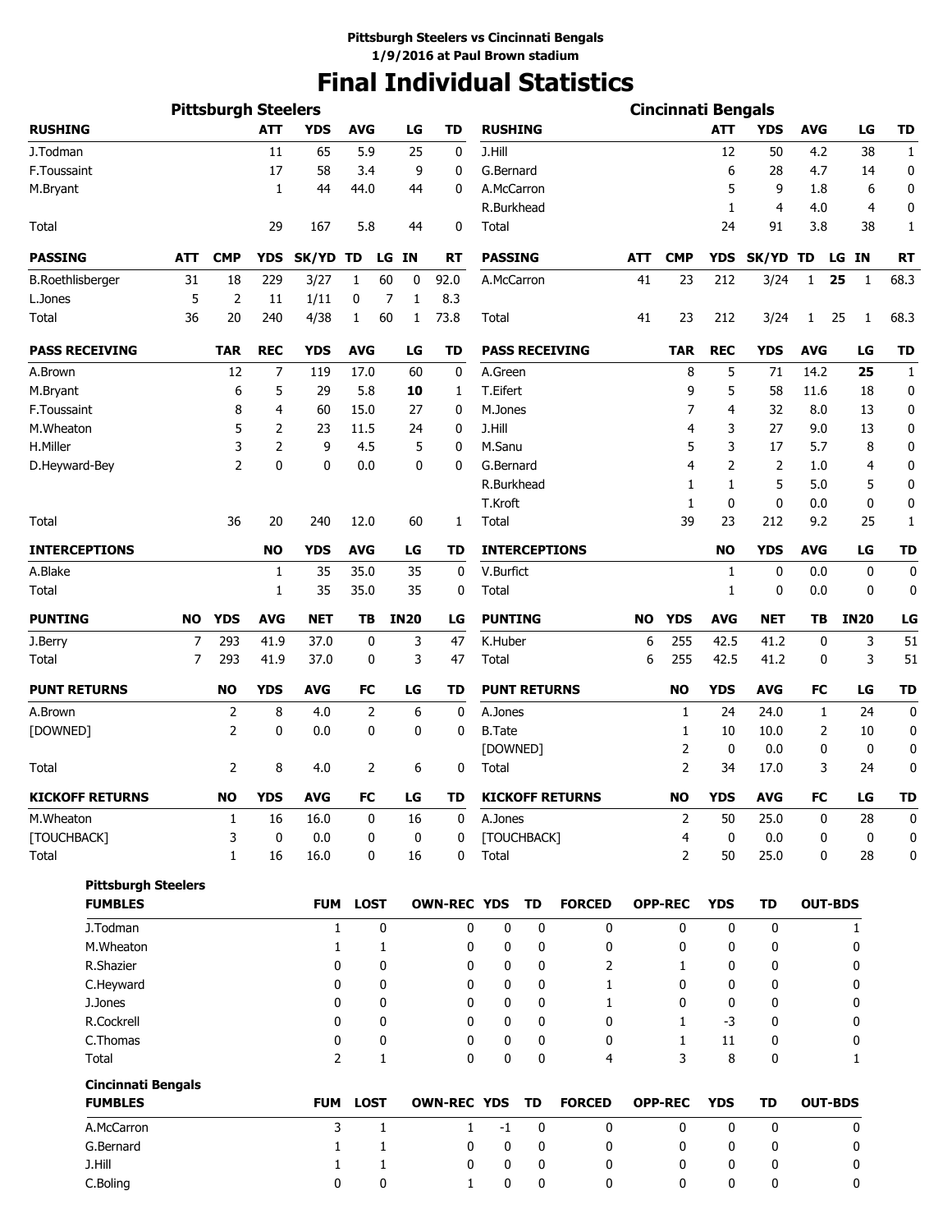**Pittsburgh Steelers vs Cincinnati Bengals**
**1/9/2016 at Paul Brown stadium**

# Final Individual Statistics

## Pittsburgh Steelers

| RUSHING | ATT | YDS | AVG | LG | TD |
|---|---|---|---|---|---|
| J.Todman | 11 | 65 | 5.9 | 25 | 0 |
| F.Toussaint | 17 | 58 | 3.4 | 9 | 0 |
| M.Bryant | 1 | 44 | 44.0 | 44 | 0 |
| Total | 29 | 167 | 5.8 | 44 | 0 |

| PASSING | ATT | CMP | YDS | SK/YD | TD | LG | IN | RT |
|---|---|---|---|---|---|---|---|---|
| B.Roethlisberger | 31 | 18 | 229 | 3/27 | 1 | 60 | 0 | 92.0 |
| L.Jones | 5 | 2 | 11 | 1/11 | 0 | 7 | 1 | 8.3 |
| Total | 36 | 20 | 240 | 4/38 | 1 | 60 | 1 | 73.8 |

| PASS RECEIVING | TAR | REC | YDS | AVG | LG | TD |
|---|---|---|---|---|---|---|
| A.Brown | 12 | 7 | 119 | 17.0 | 60 | 0 |
| M.Bryant | 6 | 5 | 29 | 5.8 | **10** | 1 |
| F.Toussaint | 8 | 4 | 60 | 15.0 | 27 | 0 |
| M.Wheaton | 5 | 2 | 23 | 11.5 | 24 | 0 |
| H.Miller | 3 | 2 | 9 | 4.5 | 5 | 0 |
| D.Heyward-Bey | 2 | 0 | 0 | 0.0 | 0 | 0 |
| Total | 36 | 20 | 240 | 12.0 | 60 | 1 |

| INTERCEPTIONS | NO | YDS | AVG | LG | TD |
|---|---|---|---|---|---|
| A.Blake | 1 | 35 | 35.0 | 35 | 0 |
| Total | 1 | 35 | 35.0 | 35 | 0 |

| PUNTING | NO | YDS | AVG | NET | TB | IN20 | LG |
|---|---|---|---|---|---|---|---|
| J.Berry | 7 | 293 | 41.9 | 37.0 | 0 | 3 | 47 |
| Total | 7 | 293 | 41.9 | 37.0 | 0 | 3 | 47 |

| PUNT RETURNS | NO | YDS | AVG | FC | LG | TD |
|---|---|---|---|---|---|---|
| A.Brown | 2 | 8 | 4.0 | 2 | 6 | 0 |
| [DOWNED] | 2 | 0 | 0.0 | 0 | 0 | 0 |
| Total | 2 | 8 | 4.0 | 2 | 6 | 0 |

| KICKOFF RETURNS | NO | YDS | AVG | FC | LG | TD |
|---|---|---|---|---|---|---|
| M.Wheaton | 1 | 16 | 16.0 | 0 | 16 | 0 |
| [TOUCHBACK] | 3 | 0 | 0.0 | 0 | 0 | 0 |
| Total | 1 | 16 | 16.0 | 0 | 16 | 0 |

## Cincinnati Bengals

| RUSHING | ATT | YDS | AVG | LG | TD |
|---|---|---|---|---|---|
| J.Hill | 12 | 50 | 4.2 | 38 | 1 |
| G.Bernard | 6 | 28 | 4.7 | 14 | 0 |
| A.McCarron | 5 | 9 | 1.8 | 6 | 0 |
| R.Burkhead | 1 | 4 | 4.0 | 4 | 0 |
| Total | 24 | 91 | 3.8 | 38 | 1 |

| PASSING | ATT | CMP | YDS | SK/YD | TD | LG | IN | RT |
|---|---|---|---|---|---|---|---|---|
| A.McCarron | 41 | 23 | 212 | 3/24 | 1 | **25** | 1 | 68.3 |
| Total | 41 | 23 | 212 | 3/24 | 1 | 25 | 1 | 68.3 |

| PASS RECEIVING | TAR | REC | YDS | AVG | LG | TD |
|---|---|---|---|---|---|---|
| A.Green | 8 | 5 | 71 | 14.2 | **25** | 1 |
| T.Eifert | 9 | 5 | 58 | 11.6 | 18 | 0 |
| M.Jones | 7 | 4 | 32 | 8.0 | 13 | 0 |
| J.Hill | 4 | 3 | 27 | 9.0 | 13 | 0 |
| M.Sanu | 5 | 3 | 17 | 5.7 | 8 | 0 |
| G.Bernard | 4 | 2 | 2 | 1.0 | 4 | 0 |
| R.Burkhead | 1 | 1 | 5 | 5.0 | 5 | 0 |
| T.Kroft | 1 | 0 | 0 | 0.0 | 0 | 0 |
| Total | 39 | 23 | 212 | 9.2 | 25 | 1 |

| INTERCEPTIONS | NO | YDS | AVG | LG | TD |
|---|---|---|---|---|---|
| V.Burfict | 1 | 0 | 0.0 | 0 | 0 |
| Total | 1 | 0 | 0.0 | 0 | 0 |

| PUNTING | NO | YDS | AVG | NET | TB | IN20 | LG |
|---|---|---|---|---|---|---|---|
| K.Huber | 6 | 255 | 42.5 | 41.2 | 0 | 3 | 51 |
| Total | 6 | 255 | 42.5 | 41.2 | 0 | 3 | 51 |

| PUNT RETURNS | NO | YDS | AVG | FC | LG | TD |
|---|---|---|---|---|---|---|
| A.Jones | 1 | 24 | 24.0 | 1 | 24 | 0 |
| B.Tate | 1 | 10 | 10.0 | 2 | 10 | 0 |
| [DOWNED] | 2 | 0 | 0.0 | 0 | 0 | 0 |
| Total | 2 | 34 | 17.0 | 3 | 24 | 0 |

| KICKOFF RETURNS | NO | YDS | AVG | FC | LG | TD |
|---|---|---|---|---|---|---|
| A.Jones | 2 | 50 | 25.0 | 0 | 28 | 0 |
| [TOUCHBACK] | 4 | 0 | 0.0 | 0 | 0 | 0 |
| Total | 2 | 50 | 25.0 | 0 | 28 | 0 |

## Pittsburgh Steelers

| FUMBLES | FUM | LOST | OWN-REC | YDS | TD | FORCED | OPP-REC | YDS | TD | OUT-BDS |
|---|---|---|---|---|---|---|---|---|---|---|
| J.Todman | 1 | 0 | 0 | 0 | 0 | 0 | 0 | 0 | 0 | 1 |
| M.Wheaton | 1 | 1 | 0 | 0 | 0 | 0 | 0 | 0 | 0 | 0 |
| R.Shazier | 0 | 0 | 0 | 0 | 0 | 2 | 1 | 0 | 0 | 0 |
| C.Heyward | 0 | 0 | 0 | 0 | 0 | 1 | 0 | 0 | 0 | 0 |
| J.Jones | 0 | 0 | 0 | 0 | 0 | 1 | 0 | 0 | 0 | 0 |
| R.Cockrell | 0 | 0 | 0 | 0 | 0 | 0 | 1 | -3 | 0 | 0 |
| C.Thomas | 0 | 0 | 0 | 0 | 0 | 0 | 1 | 11 | 0 | 0 |
| Total | 2 | 1 | 0 | 0 | 0 | 4 | 3 | 8 | 0 | 1 |

## Cincinnati Bengals

| FUMBLES | FUM | LOST | OWN-REC | YDS | TD | FORCED | OPP-REC | YDS | TD | OUT-BDS |
|---|---|---|---|---|---|---|---|---|---|---|
| A.McCarron | 3 | 1 | 1 | -1 | 0 | 0 | 0 | 0 | 0 | 0 |
| G.Bernard | 1 | 1 | 0 | 0 | 0 | 0 | 0 | 0 | 0 | 0 |
| J.Hill | 1 | 1 | 0 | 0 | 0 | 0 | 0 | 0 | 0 | 0 |
| C.Boling | 0 | 0 | 1 | 0 | 0 | 0 | 0 | 0 | 0 | 0 |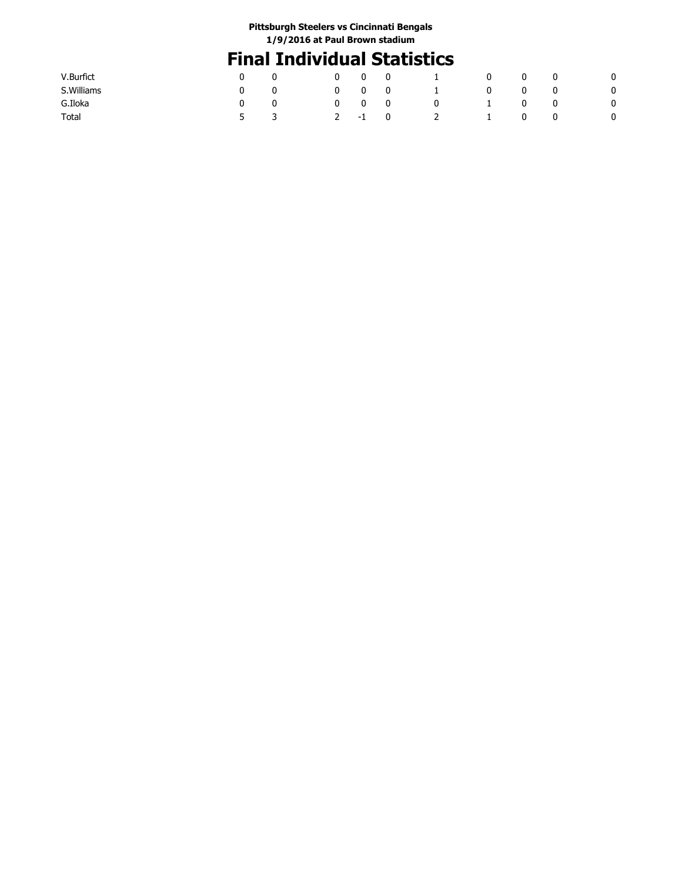**Pittsburgh Steelers vs Cincinnati Bengals**
**1/9/2016 at Paul Brown stadium**

# Final Individual Statistics

| | | | | | | | | | | |
|---|---|---|---|---|---|---|---|---|---|---|
| V.Burfict | 0 | 0 | 0 | 0 | 0 | 1 | 0 | 0 | 0 | 0 |
| S.Williams | 0 | 0 | 0 | 0 | 0 | 1 | 0 | 0 | 0 | 0 |
| G.Iloka | 0 | 0 | 0 | 0 | 0 | 0 | 1 | 0 | 0 | 0 |
| Total | 5 | 3 | 2 | -1 | 0 | 2 | 1 | 0 | 0 | 0 |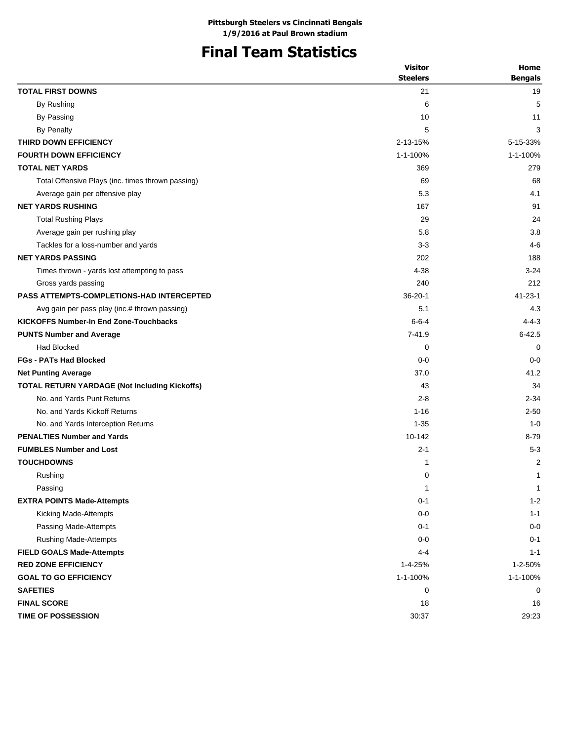**Pittsburgh Steelers vs Cincinnati Bengals**
**1/9/2016 at Paul Brown stadium**

# Final Team Statistics

| | Visitor Steelers | Home Bengals |
|---|---|---|
| **TOTAL FIRST DOWNS** | 21 | 19 |
| By Rushing | 6 | 5 |
| By Passing | 10 | 11 |
| By Penalty | 5 | 3 |
| **THIRD DOWN EFFICIENCY** | 2-13-15% | 5-15-33% |
| **FOURTH DOWN EFFICIENCY** | 1-1-100% | 1-1-100% |
| **TOTAL NET YARDS** | 369 | 279 |
| Total Offensive Plays (inc. times thrown passing) | 69 | 68 |
| Average gain per offensive play | 5.3 | 4.1 |
| **NET YARDS RUSHING** | 167 | 91 |
| Total Rushing Plays | 29 | 24 |
| Average gain per rushing play | 5.8 | 3.8 |
| Tackles for a loss-number and yards | 3-3 | 4-6 |
| **NET YARDS PASSING** | 202 | 188 |
| Times thrown - yards lost attempting to pass | 4-38 | 3-24 |
| Gross yards passing | 240 | 212 |
| **PASS ATTEMPTS-COMPLETIONS-HAD INTERCEPTED** | 36-20-1 | 41-23-1 |
| Avg gain per pass play (inc.# thrown passing) | 5.1 | 4.3 |
| **KICKOFFS Number-In End Zone-Touchbacks** | 6-6-4 | 4-4-3 |
| **PUNTS Number and Average** | 7-41.9 | 6-42.5 |
| Had Blocked | 0 | 0 |
| **FGs - PATs Had Blocked** | 0-0 | 0-0 |
| **Net Punting Average** | 37.0 | 41.2 |
| **TOTAL RETURN YARDAGE (Not Including Kickoffs)** | 43 | 34 |
| No. and Yards Punt Returns | 2-8 | 2-34 |
| No. and Yards Kickoff Returns | 1-16 | 2-50 |
| No. and Yards Interception Returns | 1-35 | 1-0 |
| **PENALTIES Number and Yards** | 10-142 | 8-79 |
| **FUMBLES Number and Lost** | 2-1 | 5-3 |
| **TOUCHDOWNS** | 1 | 2 |
| Rushing | 0 | 1 |
| Passing | 1 | 1 |
| **EXTRA POINTS Made-Attempts** | 0-1 | 1-2 |
| Kicking Made-Attempts | 0-0 | 1-1 |
| Passing Made-Attempts | 0-1 | 0-0 |
| Rushing Made-Attempts | 0-0 | 0-1 |
| **FIELD GOALS Made-Attempts** | 4-4 | 1-1 |
| **RED ZONE EFFICIENCY** | 1-4-25% | 1-2-50% |
| **GOAL TO GO EFFICIENCY** | 1-1-100% | 1-1-100% |
| **SAFETIES** | 0 | 0 |
| **FINAL SCORE** | 18 | 16 |
| **TIME OF POSSESSION** | 30:37 | 29:23 |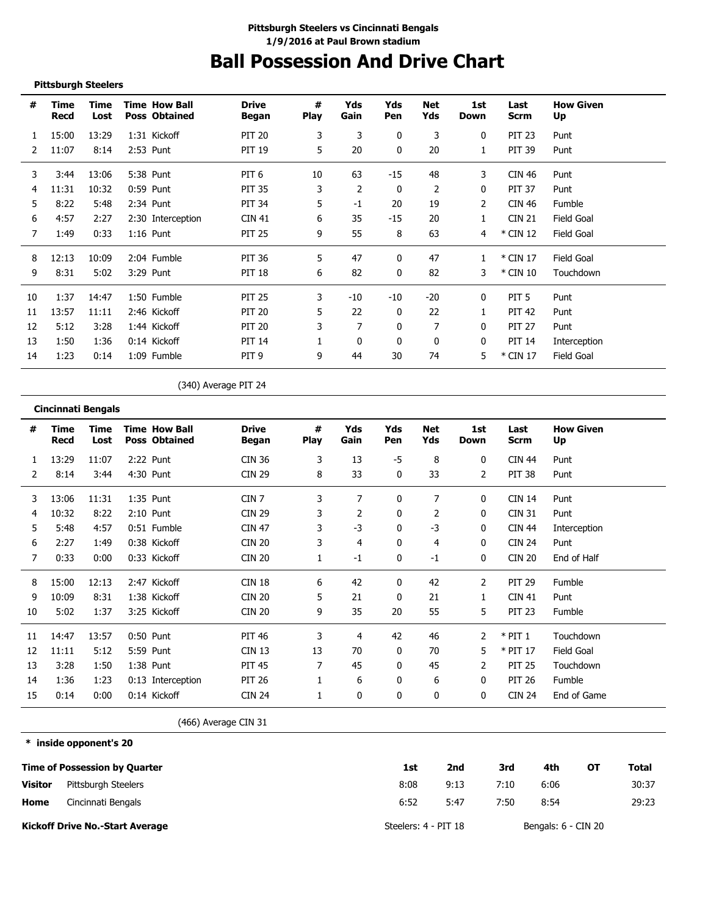**Pittsburgh Steelers vs Cincinnati Bengals**
**1/9/2016 at Paul Brown stadium**

# Ball Possession And Drive Chart

**Pittsburgh Steelers**

| # | Time Recd | Time Lost | Time Poss | How Ball Obtained | Drive Began | # Play | Yds Gain | Yds Pen | Net Yds | 1st Down | Last Scrm | How Given Up |
|---|---|---|---|---|---|---|---|---|---|---|---|---|
| 1 | 15:00 | 13:29 | 1:31 | Kickoff | PIT 20 | 3 | 3 | 0 | 3 | 0 | PIT 23 | Punt |
| 2 | 11:07 | 8:14 | 2:53 | Punt | PIT 19 | 5 | 20 | 0 | 20 | 1 | PIT 39 | Punt |
| 3 | 3:44 | 13:06 | 5:38 | Punt | PIT 6 | 10 | 63 | -15 | 48 | 3 | CIN 46 | Punt |
| 4 | 11:31 | 10:32 | 0:59 | Punt | PIT 35 | 3 | 2 | 0 | 2 | 0 | PIT 37 | Punt |
| 5 | 8:22 | 5:48 | 2:34 | Punt | PIT 34 | 5 | -1 | 20 | 19 | 2 | CIN 46 | Fumble |
| 6 | 4:57 | 2:27 | 2:30 | Interception | CIN 41 | 6 | 35 | -15 | 20 | 1 | CIN 21 | Field Goal |
| 7 | 1:49 | 0:33 | 1:16 | Punt | PIT 25 | 9 | 55 | 8 | 63 | 4 | * CIN 12 | Field Goal |
| 8 | 12:13 | 10:09 | 2:04 | Fumble | PIT 36 | 5 | 47 | 0 | 47 | 1 | * CIN 17 | Field Goal |
| 9 | 8:31 | 5:02 | 3:29 | Punt | PIT 18 | 6 | 82 | 0 | 82 | 3 | * CIN 10 | Touchdown |
| 10 | 1:37 | 14:47 | 1:50 | Fumble | PIT 25 | 3 | -10 | -10 | -20 | 0 | PIT 5 | Punt |
| 11 | 13:57 | 11:11 | 2:46 | Kickoff | PIT 20 | 5 | 22 | 0 | 22 | 1 | PIT 42 | Punt |
| 12 | 5:12 | 3:28 | 1:44 | Kickoff | PIT 20 | 3 | 7 | 0 | 7 | 0 | PIT 27 | Punt |
| 13 | 1:50 | 1:36 | 0:14 | Kickoff | PIT 14 | 1 | 0 | 0 | 0 | 0 | PIT 14 | Interception |
| 14 | 1:23 | 0:14 | 1:09 | Fumble | PIT 9 | 9 | 44 | 30 | 74 | 5 | * CIN 17 | Field Goal |

(340) Average PIT 24

**Cincinnati Bengals**

| # | Time Recd | Time Lost | Time Poss | How Ball Obtained | Drive Began | # Play | Yds Gain | Yds Pen | Net Yds | 1st Down | Last Scrm | How Given Up |
|---|---|---|---|---|---|---|---|---|---|---|---|---|
| 1 | 13:29 | 11:07 | 2:22 | Punt | CIN 36 | 3 | 13 | -5 | 8 | 0 | CIN 44 | Punt |
| 2 | 8:14 | 3:44 | 4:30 | Punt | CIN 29 | 8 | 33 | 0 | 33 | 2 | PIT 38 | Punt |
| 3 | 13:06 | 11:31 | 1:35 | Punt | CIN 7 | 3 | 7 | 0 | 7 | 0 | CIN 14 | Punt |
| 4 | 10:32 | 8:22 | 2:10 | Punt | CIN 29 | 3 | 2 | 0 | 2 | 0 | CIN 31 | Punt |
| 5 | 5:48 | 4:57 | 0:51 | Fumble | CIN 47 | 3 | -3 | 0 | -3 | 0 | CIN 44 | Interception |
| 6 | 2:27 | 1:49 | 0:38 | Kickoff | CIN 20 | 3 | 4 | 0 | 4 | 0 | CIN 24 | Punt |
| 7 | 0:33 | 0:00 | 0:33 | Kickoff | CIN 20 | 1 | -1 | 0 | -1 | 0 | CIN 20 | End of Half |
| 8 | 15:00 | 12:13 | 2:47 | Kickoff | CIN 18 | 6 | 42 | 0 | 42 | 2 | PIT 29 | Fumble |
| 9 | 10:09 | 8:31 | 1:38 | Kickoff | CIN 20 | 5 | 21 | 0 | 21 | 1 | CIN 41 | Punt |
| 10 | 5:02 | 1:37 | 3:25 | Kickoff | CIN 20 | 9 | 35 | 20 | 55 | 5 | PIT 23 | Fumble |
| 11 | 14:47 | 13:57 | 0:50 | Punt | PIT 46 | 3 | 4 | 42 | 46 | 2 | * PIT 1 | Touchdown |
| 12 | 11:11 | 5:12 | 5:59 | Punt | CIN 13 | 13 | 70 | 0 | 70 | 5 | * PIT 17 | Field Goal |
| 13 | 3:28 | 1:50 | 1:38 | Punt | PIT 45 | 7 | 45 | 0 | 45 | 2 | PIT 25 | Touchdown |
| 14 | 1:36 | 1:23 | 0:13 | Interception | PIT 26 | 1 | 6 | 0 | 6 | 0 | PIT 26 | Fumble |
| 15 | 0:14 | 0:00 | 0:14 | Kickoff | CIN 24 | 1 | 0 | 0 | 0 | 0 | CIN 24 | End of Game |

(466) Average CIN 31

**\* inside opponent's 20**

| **Time of Possession by Quarter** | | **1st** | **2nd** | **3rd** | **4th** | **OT** | **Total** |
|---|---|---|---|---|---|---|---|
| **Visitor** | Pittsburgh Steelers | 8:08 | 9:13 | 7:10 | 6:06 | | 30:37 |
| **Home** | Cincinnati Bengals | 6:52 | 5:47 | 7:50 | 8:54 | | 29:23 |

**Kickoff Drive No.-Start Average** Steelers: 4 - PIT 18 Bengals: 6 - CIN 20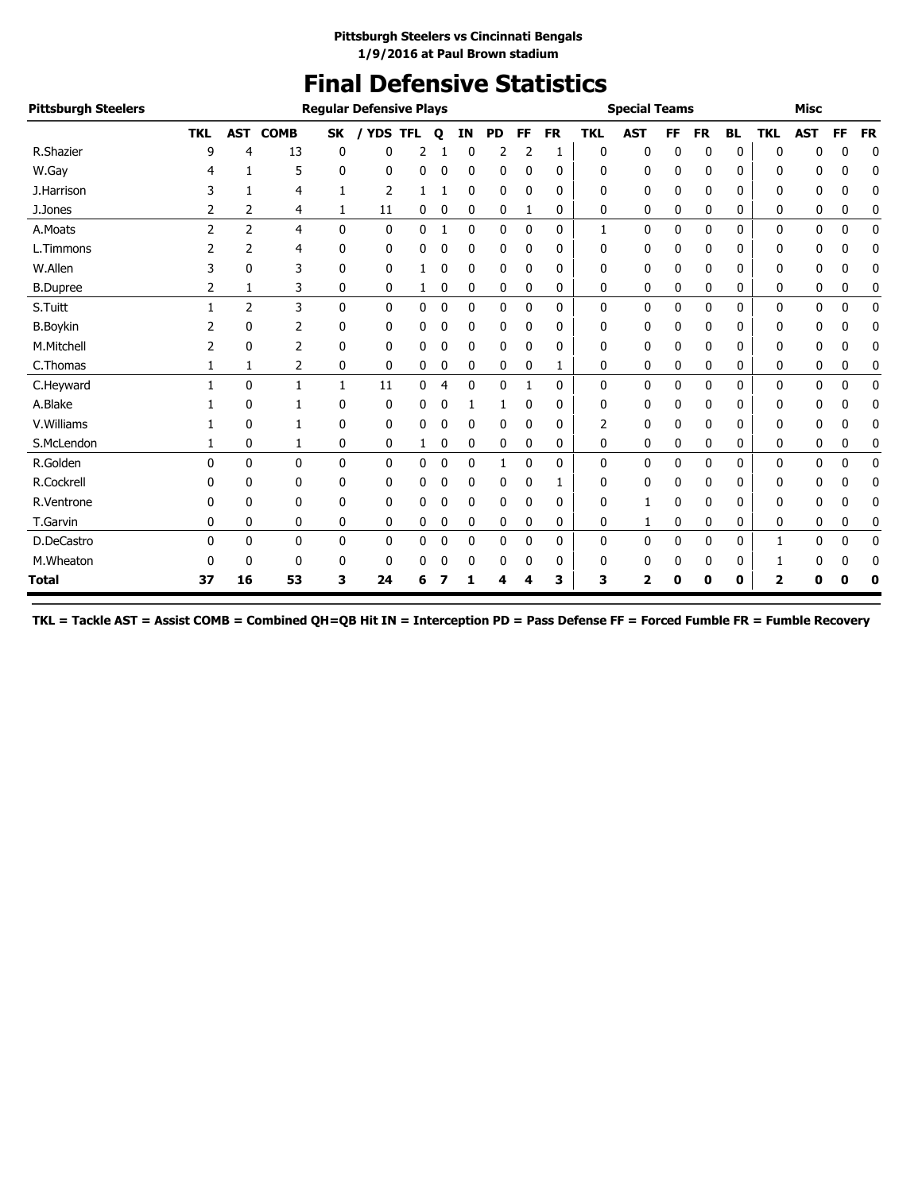**Pittsburgh Steelers vs Cincinnati Bengals**
**1/9/2016 at Paul Brown stadium**

# Final Defensive Statistics

| Pittsburgh Steelers | Regular Defensive Plays | | | | | | | | | | | Special Teams | | | | | | Misc | | | |
|---|---|---|---|---|---|---|---|---|---|---|---|---|---|---|---|---|---|---|---|---|---|
| | TKL | AST | COMB | SK | / YDS | TFL | Q | IN | PD | FF | FR | TKL | AST | FF | FR | BL | TKL | AST | FF | FR |
| R.Shazier | 9 | 4 | 13 | 0 | 0 | 2 | 1 | 0 | 2 | 2 | 1 | 0 | 0 | 0 | 0 | 0 | 0 | 0 | 0 | 0 |
| W.Gay | 4 | 1 | 5 | 0 | 0 | 0 | 0 | 0 | 0 | 0 | 0 | 0 | 0 | 0 | 0 | 0 | 0 | 0 | 0 | 0 |
| J.Harrison | 3 | 1 | 4 | 1 | 2 | 1 | 1 | 0 | 0 | 0 | 0 | 0 | 0 | 0 | 0 | 0 | 0 | 0 | 0 | 0 |
| J.Jones | 2 | 2 | 4 | 1 | 11 | 0 | 0 | 0 | 0 | 1 | 0 | 0 | 0 | 0 | 0 | 0 | 0 | 0 | 0 | 0 |
| A.Moats | 2 | 2 | 4 | 0 | 0 | 0 | 1 | 0 | 0 | 0 | 0 | 1 | 0 | 0 | 0 | 0 | 0 | 0 | 0 | 0 |
| L.Timmons | 2 | 2 | 4 | 0 | 0 | 0 | 0 | 0 | 0 | 0 | 0 | 0 | 0 | 0 | 0 | 0 | 0 | 0 | 0 | 0 |
| W.Allen | 3 | 0 | 3 | 0 | 0 | 1 | 0 | 0 | 0 | 0 | 0 | 0 | 0 | 0 | 0 | 0 | 0 | 0 | 0 | 0 |
| B.Dupree | 2 | 1 | 3 | 0 | 0 | 1 | 0 | 0 | 0 | 0 | 0 | 0 | 0 | 0 | 0 | 0 | 0 | 0 | 0 | 0 |
| S.Tuitt | 1 | 2 | 3 | 0 | 0 | 0 | 0 | 0 | 0 | 0 | 0 | 0 | 0 | 0 | 0 | 0 | 0 | 0 | 0 | 0 |
| B.Boykin | 2 | 0 | 2 | 0 | 0 | 0 | 0 | 0 | 0 | 0 | 0 | 0 | 0 | 0 | 0 | 0 | 0 | 0 | 0 | 0 |
| M.Mitchell | 2 | 0 | 2 | 0 | 0 | 0 | 0 | 0 | 0 | 0 | 0 | 0 | 0 | 0 | 0 | 0 | 0 | 0 | 0 | 0 |
| C.Thomas | 1 | 1 | 2 | 0 | 0 | 0 | 0 | 0 | 0 | 0 | 1 | 0 | 0 | 0 | 0 | 0 | 0 | 0 | 0 | 0 |
| C.Heyward | 1 | 0 | 1 | 1 | 11 | 0 | 4 | 0 | 0 | 1 | 0 | 0 | 0 | 0 | 0 | 0 | 0 | 0 | 0 | 0 |
| A.Blake | 1 | 0 | 1 | 0 | 0 | 0 | 0 | 1 | 1 | 0 | 0 | 0 | 0 | 0 | 0 | 0 | 0 | 0 | 0 | 0 |
| V.Williams | 1 | 0 | 1 | 0 | 0 | 0 | 0 | 0 | 0 | 0 | 0 | 2 | 0 | 0 | 0 | 0 | 0 | 0 | 0 | 0 |
| S.McLendon | 1 | 0 | 1 | 0 | 0 | 1 | 0 | 0 | 0 | 0 | 0 | 0 | 0 | 0 | 0 | 0 | 0 | 0 | 0 | 0 |
| R.Golden | 0 | 0 | 0 | 0 | 0 | 0 | 0 | 0 | 1 | 0 | 0 | 0 | 0 | 0 | 0 | 0 | 0 | 0 | 0 | 0 |
| R.Cockrell | 0 | 0 | 0 | 0 | 0 | 0 | 0 | 0 | 0 | 0 | 1 | 0 | 0 | 0 | 0 | 0 | 0 | 0 | 0 | 0 |
| R.Ventrone | 0 | 0 | 0 | 0 | 0 | 0 | 0 | 0 | 0 | 0 | 0 | 0 | 1 | 0 | 0 | 0 | 0 | 0 | 0 | 0 |
| T.Garvin | 0 | 0 | 0 | 0 | 0 | 0 | 0 | 0 | 0 | 0 | 0 | 0 | 1 | 0 | 0 | 0 | 0 | 0 | 0 | 0 |
| D.DeCastro | 0 | 0 | 0 | 0 | 0 | 0 | 0 | 0 | 0 | 0 | 0 | 0 | 0 | 0 | 0 | 0 | 1 | 0 | 0 | 0 |
| M.Wheaton | 0 | 0 | 0 | 0 | 0 | 0 | 0 | 0 | 0 | 0 | 0 | 0 | 0 | 0 | 0 | 0 | 1 | 0 | 0 | 0 |
| **Total** | **37** | **16** | **53** | **3** | **24** | **6** | **7** | **1** | **4** | **4** | **3** | **3** | **2** | **0** | **0** | **0** | **2** | **0** | **0** | **0** |

**TKL = Tackle AST = Assist COMB = Combined QH=QB Hit IN = Interception PD = Pass Defense FF = Forced Fumble FR = Fumble Recovery**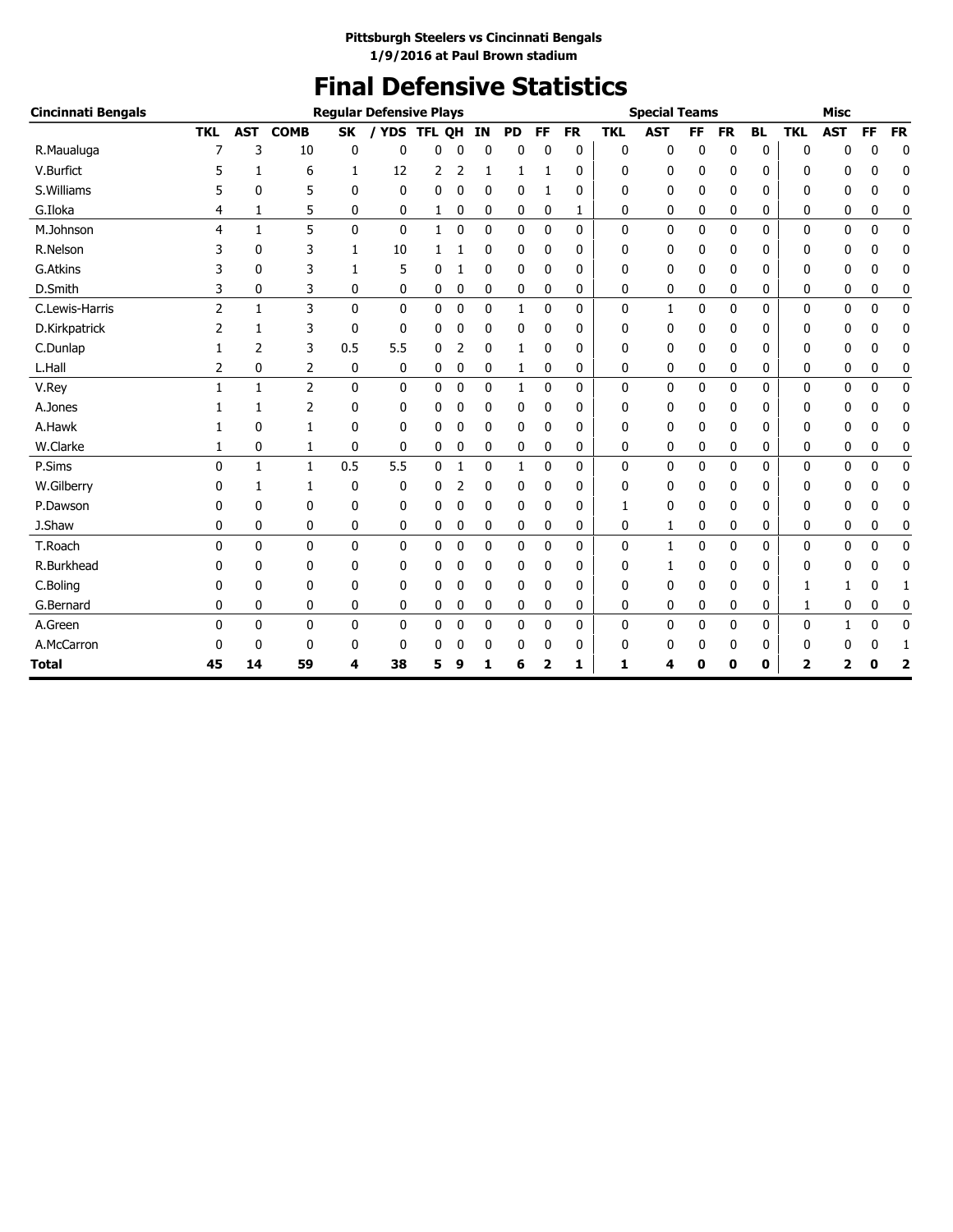**Pittsburgh Steelers vs Cincinnati Bengals**
**1/9/2016 at Paul Brown stadium**

# Final Defensive Statistics

| Cincinnati Bengals | Regular Defensive Plays | | | | | | | | | | | Special Teams | | | | | Misc | | | |
|---|---|---|---|---|---|---|---|---|---|---|---|---|---|---|---|---|---|---|---|---|
| | TKL | AST | COMB | SK | / YDS | TFL | QH | IN | PD | FF | FR | TKL | AST | FF | FR | BL | TKL | AST | FF | FR |
| R.Mauauga | 7 | 3 | 10 | 0 | 0 | 0 | 0 | 0 | 0 | 0 | 0 | 0 | 0 | 0 | 0 | 0 | 0 | 0 | 0 | 0 |
| V.Burfict | 5 | 1 | 6 | 1 | 12 | 2 | 2 | 1 | 1 | 1 | 0 | 0 | 0 | 0 | 0 | 0 | 0 | 0 | 0 | 0 |
| S.Williams | 5 | 0 | 5 | 0 | 0 | 0 | 0 | 0 | 0 | 1 | 0 | 0 | 0 | 0 | 0 | 0 | 0 | 0 | 0 | 0 |
| G.Iloka | 4 | 1 | 5 | 0 | 0 | 1 | 0 | 0 | 0 | 0 | 1 | 0 | 0 | 0 | 0 | 0 | 0 | 0 | 0 | 0 |
| M.Johnson | 4 | 1 | 5 | 0 | 0 | 1 | 0 | 0 | 0 | 0 | 0 | 0 | 0 | 0 | 0 | 0 | 0 | 0 | 0 | 0 |
| R.Nelson | 3 | 0 | 3 | 1 | 10 | 1 | 1 | 0 | 0 | 0 | 0 | 0 | 0 | 0 | 0 | 0 | 0 | 0 | 0 | 0 |
| G.Atkins | 3 | 0 | 3 | 1 | 5 | 0 | 1 | 0 | 0 | 0 | 0 | 0 | 0 | 0 | 0 | 0 | 0 | 0 | 0 | 0 |
| D.Smith | 3 | 0 | 3 | 0 | 0 | 0 | 0 | 0 | 0 | 0 | 0 | 0 | 0 | 0 | 0 | 0 | 0 | 0 | 0 | 0 |
| C.Lewis-Harris | 2 | 1 | 3 | 0 | 0 | 0 | 0 | 0 | 1 | 0 | 0 | 0 | 1 | 0 | 0 | 0 | 0 | 0 | 0 | 0 |
| D.Kirkpatrick | 2 | 1 | 3 | 0 | 0 | 0 | 0 | 0 | 0 | 0 | 0 | 0 | 0 | 0 | 0 | 0 | 0 | 0 | 0 | 0 |
| C.Dunlap | 1 | 2 | 3 | 0.5 | 5.5 | 0 | 2 | 0 | 1 | 0 | 0 | 0 | 0 | 0 | 0 | 0 | 0 | 0 | 0 | 0 |
| L.Hall | 2 | 0 | 2 | 0 | 0 | 0 | 0 | 0 | 1 | 0 | 0 | 0 | 0 | 0 | 0 | 0 | 0 | 0 | 0 | 0 |
| V.Rey | 1 | 1 | 2 | 0 | 0 | 0 | 0 | 0 | 1 | 0 | 0 | 0 | 0 | 0 | 0 | 0 | 0 | 0 | 0 | 0 |
| A.Jones | 1 | 1 | 2 | 0 | 0 | 0 | 0 | 0 | 0 | 0 | 0 | 0 | 0 | 0 | 0 | 0 | 0 | 0 | 0 | 0 |
| A.Hawk | 1 | 0 | 1 | 0 | 0 | 0 | 0 | 0 | 0 | 0 | 0 | 0 | 0 | 0 | 0 | 0 | 0 | 0 | 0 | 0 |
| W.Clarke | 1 | 0 | 1 | 0 | 0 | 0 | 0 | 0 | 0 | 0 | 0 | 0 | 0 | 0 | 0 | 0 | 0 | 0 | 0 | 0 |
| P.Sims | 0 | 1 | 1 | 0.5 | 5.5 | 0 | 1 | 0 | 1 | 0 | 0 | 0 | 0 | 0 | 0 | 0 | 0 | 0 | 0 | 0 |
| W.Gilberry | 0 | 1 | 1 | 0 | 0 | 0 | 2 | 0 | 0 | 0 | 0 | 0 | 0 | 0 | 0 | 0 | 0 | 0 | 0 | 0 |
| P.Dawson | 0 | 0 | 0 | 0 | 0 | 0 | 0 | 0 | 0 | 0 | 0 | 1 | 0 | 0 | 0 | 0 | 0 | 0 | 0 | 0 |
| J.Shaw | 0 | 0 | 0 | 0 | 0 | 0 | 0 | 0 | 0 | 0 | 0 | 0 | 1 | 0 | 0 | 0 | 0 | 0 | 0 | 0 |
| T.Roach | 0 | 0 | 0 | 0 | 0 | 0 | 0 | 0 | 0 | 0 | 0 | 0 | 1 | 0 | 0 | 0 | 0 | 0 | 0 | 0 |
| R.Burkhead | 0 | 0 | 0 | 0 | 0 | 0 | 0 | 0 | 0 | 0 | 0 | 0 | 1 | 0 | 0 | 0 | 0 | 0 | 0 | 0 |
| C.Boling | 0 | 0 | 0 | 0 | 0 | 0 | 0 | 0 | 0 | 0 | 0 | 0 | 0 | 0 | 0 | 0 | 1 | 1 | 0 | 1 |
| G.Bernard | 0 | 0 | 0 | 0 | 0 | 0 | 0 | 0 | 0 | 0 | 0 | 0 | 0 | 0 | 0 | 0 | 1 | 0 | 0 | 0 |
| A.Green | 0 | 0 | 0 | 0 | 0 | 0 | 0 | 0 | 0 | 0 | 0 | 0 | 0 | 0 | 0 | 0 | 0 | 1 | 0 | 0 |
| A.McCarron | 0 | 0 | 0 | 0 | 0 | 0 | 0 | 0 | 0 | 0 | 0 | 0 | 0 | 0 | 0 | 0 | 0 | 0 | 0 | 1 |
| **Total** | **45** | **14** | **59** | **4** | **38** | **5** | **9** | **1** | **6** | **2** | **1** | **1** | **4** | **0** | **0** | **0** | **2** | **2** | **0** | **2** |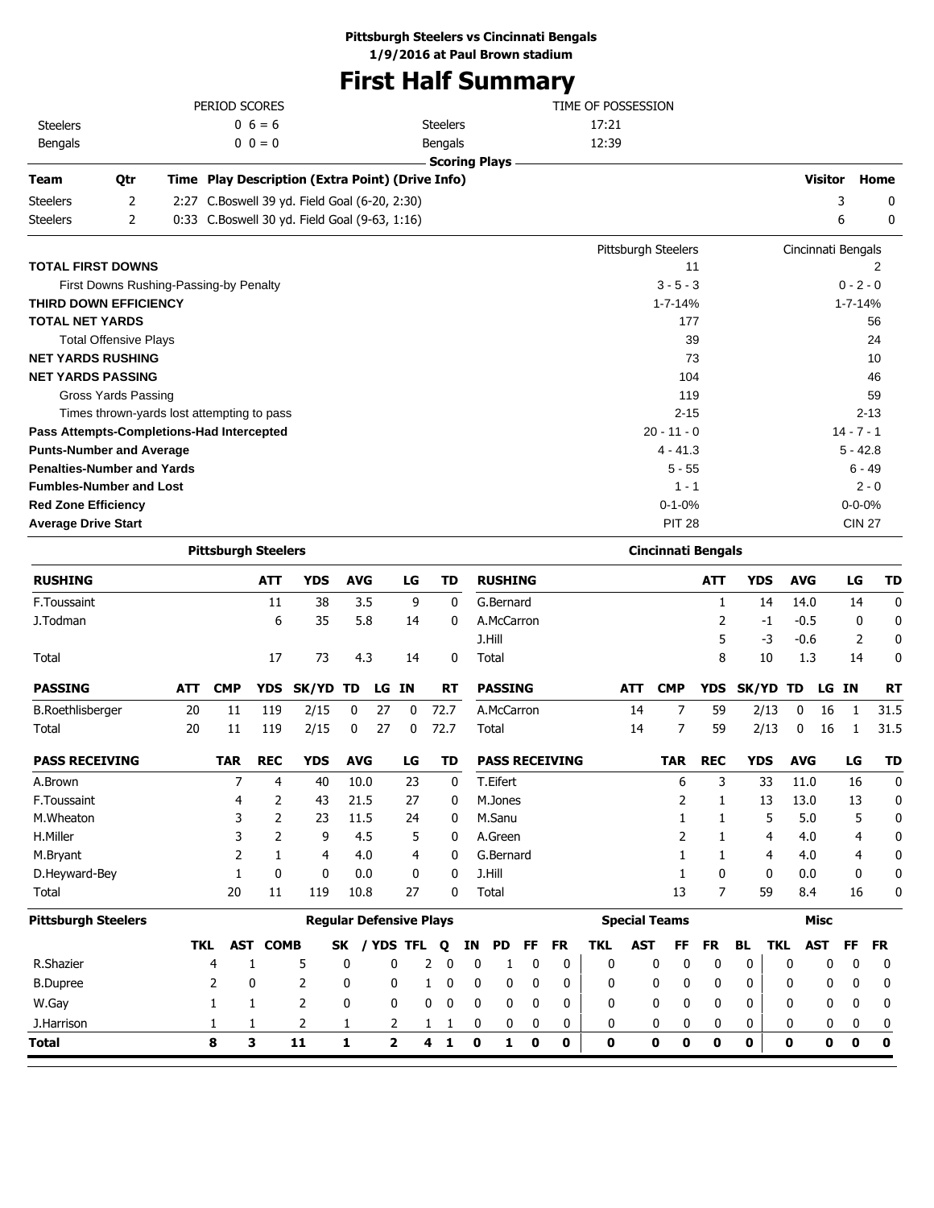**Pittsburgh Steelers vs Cincinnati Bengals**
**1/9/2016 at Paul Brown stadium**

# First Half Summary

| PERIOD SCORES | | | TIME OF POSSESSION | |
|---|---|---|---|---|
| Steelers | 0 6 = 6 | | Steelers | 17:21 |
| Bengals | 0 0 = 0 | | Bengals | 12:39 |

**Scoring Plays**

| Team | Qtr | Time | Play Description (Extra Point) (Drive Info) | Visitor | Home |
|---|---|---|---|---|---|
| Steelers | 2 | 2:27 | C.Boswell 39 yd. Field Goal (6-20, 2:30) | 3 | 0 |
| Steelers | 2 | 0:33 | C.Boswell 30 yd. Field Goal (9-63, 1:16) | 6 | 0 |

| | Pittsburgh Steelers | Cincinnati Bengals |
|---|---|---|
| **TOTAL FIRST DOWNS** | 11 | 2 |
| First Downs Rushing-Passing-by Penalty | 3 - 5 - 3 | 0 - 2 - 0 |
| **THIRD DOWN EFFICIENCY** | 1-7-14% | 1-7-14% |
| **TOTAL NET YARDS** | 177 | 56 |
| Total Offensive Plays | 39 | 24 |
| **NET YARDS RUSHING** | 73 | 10 |
| **NET YARDS PASSING** | 104 | 46 |
| Gross Yards Passing | 119 | 59 |
| Times thrown-yards lost attempting to pass | 2-15 | 2-13 |
| **Pass Attempts-Completions-Had Intercepted** | 20 - 11 - 0 | 14 - 7 - 1 |
| **Punts-Number and Average** | 4 - 41.3 | 5 - 42.8 |
| **Penalties-Number and Yards** | 5 - 55 | 6 - 49 |
| **Fumbles-Number and Lost** | 1 - 1 | 2 - 0 |
| **Red Zone Efficiency** | 0-1-0% | 0-0-0% |
| **Average Drive Start** | PIT 28 | CIN 27 |

## Pittsburgh Steelers

| RUSHING | ATT | YDS | AVG | LG | TD |
|---|---|---|---|---|---|
| F.Toussaint | 11 | 38 | 3.5 | 9 | 0 |
| J.Todman | 6 | 35 | 5.8 | 14 | 0 |
| Total | 17 | 73 | 4.3 | 14 | 0 |

| PASSING | ATT | CMP | YDS | SK/YD | TD | LG | IN | RT |
|---|---|---|---|---|---|---|---|---|
| B.Roethlisberger | 20 | 11 | 119 | 2/15 | 0 | 27 | 0 | 72.7 |
| Total | 20 | 11 | 119 | 2/15 | 0 | 27 | 0 | 72.7 |

| PASS RECEIVING | TAR | REC | YDS | AVG | LG | TD |
|---|---|---|---|---|---|---|
| A.Brown | 7 | 4 | 40 | 10.0 | 23 | 0 |
| F.Toussaint | 4 | 2 | 43 | 21.5 | 27 | 0 |
| M.Wheaton | 3 | 2 | 23 | 11.5 | 24 | 0 |
| H.Miller | 3 | 2 | 9 | 4.5 | 5 | 0 |
| M.Bryant | 2 | 1 | 4 | 4.0 | 4 | 0 |
| D.Heyward-Bey | 1 | 0 | 0 | 0.0 | 0 | 0 |
| Total | 20 | 11 | 119 | 10.8 | 27 | 0 |

## Cincinnati Bengals

| RUSHING | ATT | YDS | AVG | LG | TD |
|---|---|---|---|---|---|
| G.Bernard | 1 | 14 | 14.0 | 14 | 0 |
| A.McCarron | 2 | -1 | -0.5 | 0 | 0 |
| J.Hill | 5 | -3 | -0.6 | 2 | 0 |
| Total | 8 | 10 | 1.3 | 14 | 0 |

| PASSING | ATT | CMP | YDS | SK/YD | TD | LG | IN | RT |
|---|---|---|---|---|---|---|---|---|
| A.McCarron | 14 | 7 | 59 | 2/13 | 0 | 16 | 1 | 31.5 |
| Total | 14 | 7 | 59 | 2/13 | 0 | 16 | 1 | 31.5 |

| PASS RECEIVING | TAR | REC | YDS | AVG | LG | TD |
|---|---|---|---|---|---|---|
| T.Eifert | 6 | 3 | 33 | 11.0 | 16 | 0 |
| M.Jones | 2 | 1 | 13 | 13.0 | 13 | 0 |
| M.Sanu | 1 | 1 | 5 | 5.0 | 5 | 0 |
| A.Green | 2 | 1 | 4 | 4.0 | 4 | 0 |
| G.Bernard | 1 | 1 | 4 | 4.0 | 4 | 0 |
| J.Hill | 1 | 0 | 0 | 0.0 | 0 | 0 |
| Total | 13 | 7 | 59 | 8.4 | 16 | 0 |

## Pittsburgh Steelers Defense

| | Regular Defensive Plays | | | | | | | | | | | Special Teams | | | | | Misc | | | |
|---|---|---|---|---|---|---|---|---|---|---|---|---|---|---|---|---|---|---|---|---|
| | TKL | AST | COMB | SK | / YDS | TFL | Q | IN | PD | FF | FR | TKL | AST | FF | FR | BL | TKL | AST | FF | FR |
| R.Shazier | 4 | 1 | 5 | 0 | 0 | 2 | 0 | 0 | 1 | 0 | 0 | 0 | 0 | 0 | 0 | 0 | 0 | 0 | 0 | 0 |
| B.Dupree | 2 | 0 | 2 | 0 | 0 | 1 | 0 | 0 | 0 | 0 | 0 | 0 | 0 | 0 | 0 | 0 | 0 | 0 | 0 | 0 |
| W.Gay | 1 | 1 | 2 | 0 | 0 | 0 | 0 | 0 | 0 | 0 | 0 | 0 | 0 | 0 | 0 | 0 | 0 | 0 | 0 | 0 |
| J.Harrison | 1 | 1 | 2 | 1 | 2 | 1 | 1 | 0 | 0 | 0 | 0 | 0 | 0 | 0 | 0 | 0 | 0 | 0 | 0 | 0 |
| **Total** | **8** | **3** | **11** | **1** | **2** | **4** | **1** | **0** | **1** | **0** | **0** | **0** | **0** | **0** | **0** | **0** | **0** | **0** | **0** | **0** |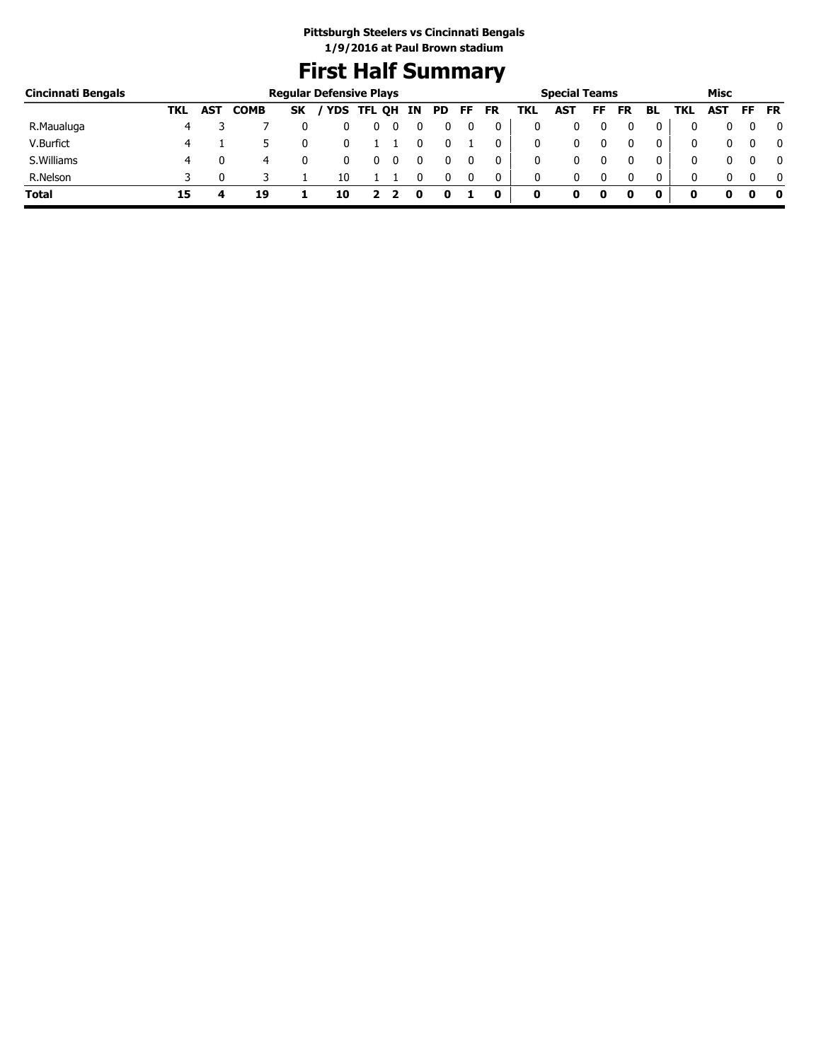**Pittsburgh Steelers vs Cincinnati Bengals**
**1/9/2016 at Paul Brown stadium**

# First Half Summary

| Cincinnati Bengals | Regular Defensive Plays | | | | | | | | | | | Special Teams | | | | | | Misc | | | |
|---|---|---|---|---|---|---|---|---|---|---|---|---|---|---|---|---|---|---|---|---|---|
| | TKL | AST | COMB | SK | / YDS | TFL | QH | IN | PD | FF | FR | TKL | AST | FF | FR | BL | TKL | AST | FF | FR |
| R.Maualuga | 4 | 3 | 7 | 0 | 0 | 0 | 0 | 0 | 0 | 0 | 0 | 0 | 0 | 0 | 0 | 0 | 0 | 0 | 0 | 0 |
| V.Burfict | 4 | 1 | 5 | 0 | 0 | 1 | 1 | 0 | 0 | 1 | 0 | 0 | 0 | 0 | 0 | 0 | 0 | 0 | 0 | 0 |
| S.Williams | 4 | 0 | 4 | 0 | 0 | 0 | 0 | 0 | 0 | 0 | 0 | 0 | 0 | 0 | 0 | 0 | 0 | 0 | 0 | 0 |
| R.Nelson | 3 | 0 | 3 | 1 | 10 | 1 | 1 | 0 | 0 | 0 | 0 | 0 | 0 | 0 | 0 | 0 | 0 | 0 | 0 | 0 |
| **Total** | **15** | **4** | **19** | **1** | **10** | **2** | **2** | **0** | **0** | **1** | **0** | **0** | **0** | **0** | **0** | **0** | **0** | **0** | **0** | **0** |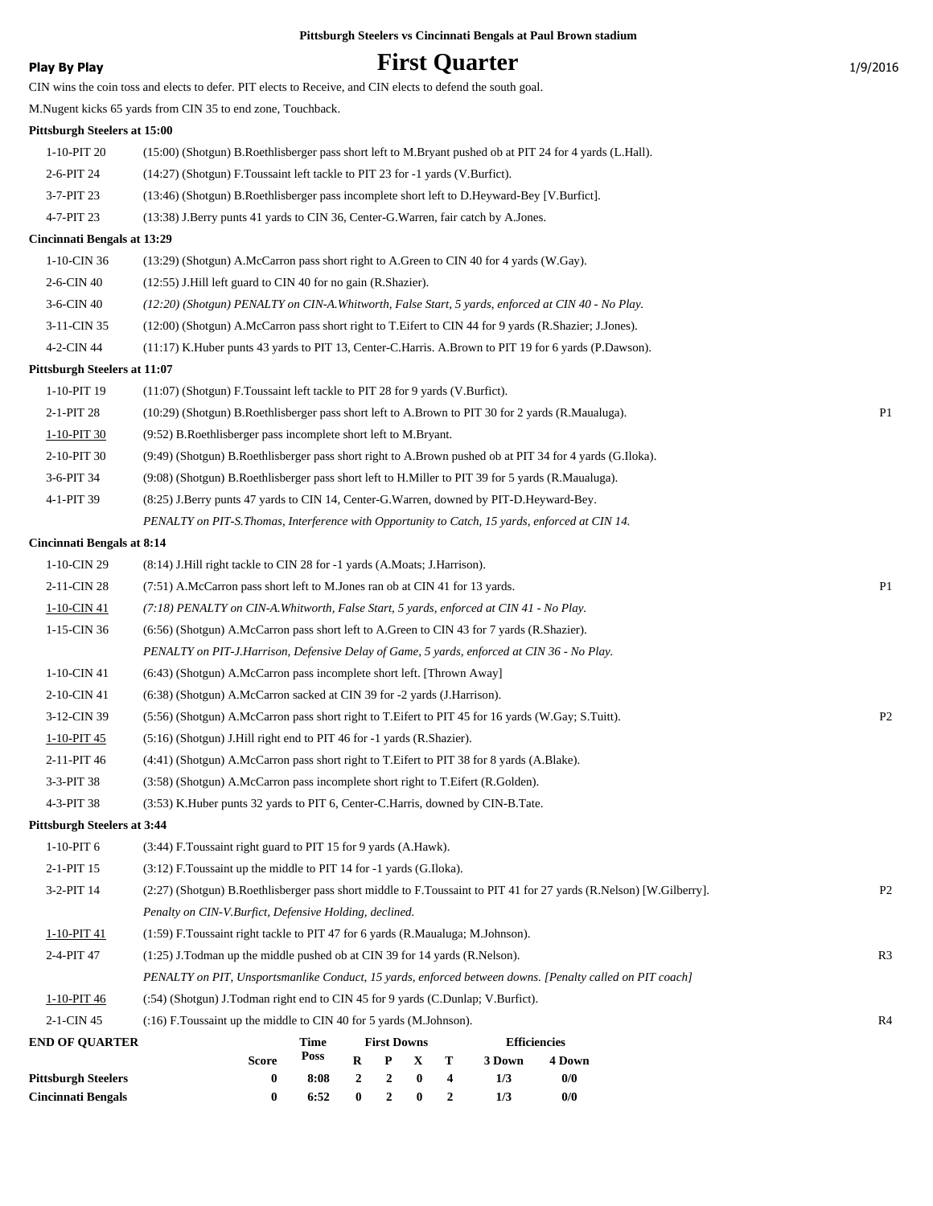**Pittsburgh Steelers vs Cincinnati Bengals at Paul Brown stadium**

**Play By Play**

# First Quarter

1/9/2016

CIN wins the coin toss and elects to defer. PIT elects to Receive, and CIN elects to defend the south goal.

M.Nugent kicks 65 yards from CIN 35 to end zone, Touchback.

**Pittsburgh Steelers at 15:00**

| | | |
|---|---|---|
| 1-10-PIT 20 | (15:00) (Shotgun) B.Roethlisberger pass short left to M.Bryant pushed ob at PIT 24 for 4 yards (L.Hall). | |
| 2-6-PIT 24 | (14:27) (Shotgun) F.Toussaint left tackle to PIT 23 for -1 yards (V.Burfict). | |
| 3-7-PIT 23 | (13:46) (Shotgun) B.Roethlisberger pass incomplete short left to D.Heyward-Bey [V.Burfict]. | |
| 4-7-PIT 23 | (13:38) J.Berry punts 41 yards to CIN 36, Center-G.Warren, fair catch by A.Jones. | |

**Cincinnati Bengals at 13:29**

| | | |
|---|---|---|
| 1-10-CIN 36 | (13:29) (Shotgun) A.McCarron pass short right to A.Green to CIN 40 for 4 yards (W.Gay). | |
| 2-6-CIN 40 | (12:55) J.Hill left guard to CIN 40 for no gain (R.Shazier). | |
| 3-6-CIN 40 | *(12:20) (Shotgun) PENALTY on CIN-A.Whitworth, False Start, 5 yards, enforced at CIN 40 - No Play.* | |
| 3-11-CIN 35 | (12:00) (Shotgun) A.McCarron pass short right to T.Eifert to CIN 44 for 9 yards (R.Shazier; J.Jones). | |
| 4-2-CIN 44 | (11:17) K.Huber punts 43 yards to PIT 13, Center-C.Harris. A.Brown to PIT 19 for 6 yards (P.Dawson). | |

**Pittsburgh Steelers at 11:07**

| | | |
|---|---|---|
| 1-10-PIT 19 | (11:07) (Shotgun) F.Toussaint left tackle to PIT 28 for 9 yards (V.Burfict). | |
| 2-1-PIT 28 | (10:29) (Shotgun) B.Roethlisberger pass short left to A.Brown to PIT 30 for 2 yards (R.Maualuga). | P1 |
| 1-10-PIT 30 | (9:52) B.Roethlisberger pass incomplete short left to M.Bryant. | |
| 2-10-PIT 30 | (9:49) (Shotgun) B.Roethlisberger pass short right to A.Brown pushed ob at PIT 34 for 4 yards (G.Iloka). | |
| 3-6-PIT 34 | (9:08) (Shotgun) B.Roethlisberger pass short left to H.Miller to PIT 39 for 5 yards (R.Maualuga). | |
| 4-1-PIT 39 | (8:25) J.Berry punts 47 yards to CIN 14, Center-G.Warren, downed by PIT-D.Heyward-Bey. | |
| | *PENALTY on PIT-S.Thomas, Interference with Opportunity to Catch, 15 yards, enforced at CIN 14.* | |

**Cincinnati Bengals at 8:14**

| | | |
|---|---|---|
| 1-10-CIN 29 | (8:14) J.Hill right tackle to CIN 28 for -1 yards (A.Moats; J.Harrison). | |
| 2-11-CIN 28 | (7:51) A.McCarron pass short left to M.Jones ran ob at CIN 41 for 13 yards. | P1 |
| 1-10-CIN 41 | *(7:18) PENALTY on CIN-A.Whitworth, False Start, 5 yards, enforced at CIN 41 - No Play.* | |
| 1-15-CIN 36 | (6:56) (Shotgun) A.McCarron pass short left to A.Green to CIN 43 for 7 yards (R.Shazier). | |
| | *PENALTY on PIT-J.Harrison, Defensive Delay of Game, 5 yards, enforced at CIN 36 - No Play.* | |
| 1-10-CIN 41 | (6:43) (Shotgun) A.McCarron pass incomplete short left. [Thrown Away] | |
| 2-10-CIN 41 | (6:38) (Shotgun) A.McCarron sacked at CIN 39 for -2 yards (J.Harrison). | |
| 3-12-CIN 39 | (5:56) (Shotgun) A.McCarron pass short right to T.Eifert to PIT 45 for 16 yards (W.Gay; S.Tuitt). | P2 |
| 1-10-PIT 45 | (5:16) (Shotgun) J.Hill right end to PIT 46 for -1 yards (R.Shazier). | |
| 2-11-PIT 46 | (4:41) (Shotgun) A.McCarron pass short right to T.Eifert to PIT 38 for 8 yards (A.Blake). | |
| 3-3-PIT 38 | (3:58) (Shotgun) A.McCarron pass incomplete short right to T.Eifert (R.Golden). | |
| 4-3-PIT 38 | (3:53) K.Huber punts 32 yards to PIT 6, Center-C.Harris, downed by CIN-B.Tate. | |

**Pittsburgh Steelers at 3:44**

| | | |
|---|---|---|
| 1-10-PIT 6 | (3:44) F.Toussaint right guard to PIT 15 for 9 yards (A.Hawk). | |
| 2-1-PIT 15 | (3:12) F.Toussaint up the middle to PIT 14 for -1 yards (G.Iloka). | |
| 3-2-PIT 14 | (2:27) (Shotgun) B.Roethlisberger pass short middle to F.Toussaint to PIT 41 for 27 yards (R.Nelson) [W.Gilberry]. | P2 |
| | *Penalty on CIN-V.Burfict, Defensive Holding, declined.* | |
| 1-10-PIT 41 | (1:59) F.Toussaint right tackle to PIT 47 for 6 yards (R.Maualuga; M.Johnson). | |
| 2-4-PIT 47 | (1:25) J.Todman up the middle pushed ob at CIN 39 for 14 yards (R.Nelson). | R3 |
| | *PENALTY on PIT, Unsportsmanlike Conduct, 15 yards, enforced between downs. [Penalty called on PIT coach]* | |
| 1-10-PIT 46 | (:54) (Shotgun) J.Todman right end to CIN 45 for 9 yards (C.Dunlap; V.Burfict). | |
| 2-1-CIN 45 | (:16) F.Toussaint up the middle to CIN 40 for 5 yards (M.Johnson). | R4 |

**END OF QUARTER**

| | Score | Time Poss | First Downs R | P | X | T | Efficiencies 3 Down | 4 Down |
|---|---|---|---|---|---|---|---|---|
| **Pittsburgh Steelers** | 0 | 8:08 | 2 | 2 | 0 | 4 | 1/3 | 0/0 |
| **Cincinnati Bengals** | 0 | 6:52 | 0 | 2 | 0 | 2 | 1/3 | 0/0 |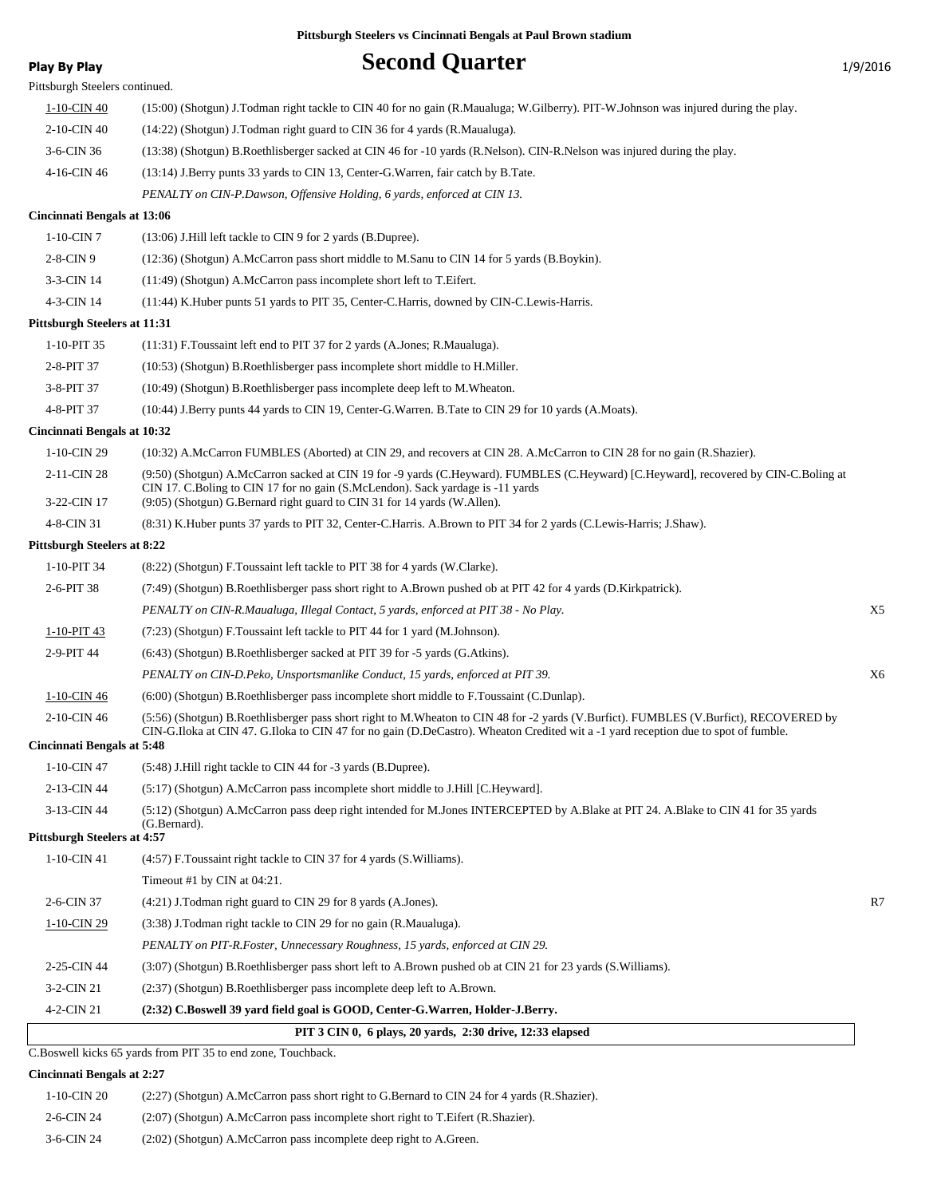Pittsburgh Steelers vs Cincinnati Bengals at Paul Brown stadium

**Play By Play**

# Second Quarter

1/9/2016

Pittsburgh Steelers continued.

| Down | Play | |
|---|---|---|
| 1-10-CIN 40 | (15:00) (Shotgun) J.Todman right tackle to CIN 40 for no gain (R.Maualuga; W.Gilberry). PIT-W.Johnson was injured during the play. | |
| 2-10-CIN 40 | (14:22) (Shotgun) J.Todman right guard to CIN 36 for 4 yards (R.Maualuga). | |
| 3-6-CIN 36 | (13:38) (Shotgun) B.Roethlisberger sacked at CIN 46 for -10 yards (R.Nelson). CIN-R.Nelson was injured during the play. | |
| 4-16-CIN 46 | (13:14) J.Berry punts 33 yards to CIN 13, Center-G.Warren, fair catch by B.Tate. | |
| | *PENALTY on CIN-P.Dawson, Offensive Holding, 6 yards, enforced at CIN 13.* | |

**Cincinnati Bengals at 13:06**

| Down | Play | |
|---|---|---|
| 1-10-CIN 7 | (13:06) J.Hill left tackle to CIN 9 for 2 yards (B.Dupree). | |
| 2-8-CIN 9 | (12:36) (Shotgun) A.McCarron pass short middle to M.Sanu to CIN 14 for 5 yards (B.Boykin). | |
| 3-3-CIN 14 | (11:49) (Shotgun) A.McCarron pass incomplete short left to T.Eifert. | |
| 4-3-CIN 14 | (11:44) K.Huber punts 51 yards to PIT 35, Center-C.Harris, downed by CIN-C.Lewis-Harris. | |

**Pittsburgh Steelers at 11:31**

| Down | Play | |
|---|---|---|
| 1-10-PIT 35 | (11:31) F.Toussaint left end to PIT 37 for 2 yards (A.Jones; R.Maualuga). | |
| 2-8-PIT 37 | (10:53) (Shotgun) B.Roethlisberger pass incomplete short middle to H.Miller. | |
| 3-8-PIT 37 | (10:49) (Shotgun) B.Roethlisberger pass incomplete deep left to M.Wheaton. | |
| 4-8-PIT 37 | (10:44) J.Berry punts 44 yards to CIN 19, Center-G.Warren. B.Tate to CIN 29 for 10 yards (A.Moats). | |

**Cincinnati Bengals at 10:32**

| Down | Play | |
|---|---|---|
| 1-10-CIN 29 | (10:32) A.McCarron FUMBLES (Aborted) at CIN 29, and recovers at CIN 28. A.McCarron to CIN 28 for no gain (R.Shazier). | |
| 2-11-CIN 28 | (9:50) (Shotgun) A.McCarron sacked at CIN 19 for -9 yards (C.Heyward). FUMBLES (C.Heyward) [C.Heyward], recovered by CIN-C.Boling at CIN 17. C.Boling to CIN 17 for no gain (S.McLendon). Sack yardage is -11 yards | |
| 3-22-CIN 17 | (9:05) (Shotgun) G.Bernard right guard to CIN 31 for 14 yards (W.Allen). | |
| 4-8-CIN 31 | (8:31) K.Huber punts 37 yards to PIT 32, Center-C.Harris. A.Brown to PIT 34 for 2 yards (C.Lewis-Harris; J.Shaw). | |

**Pittsburgh Steelers at 8:22**

| Down | Play | |
|---|---|---|
| 1-10-PIT 34 | (8:22) (Shotgun) F.Toussaint left tackle to PIT 38 for 4 yards (W.Clarke). | |
| 2-6-PIT 38 | (7:49) (Shotgun) B.Roethlisberger pass short right to A.Brown pushed ob at PIT 42 for 4 yards (D.Kirkpatrick). | |
| | *PENALTY on CIN-R.Maualuga, Illegal Contact, 5 yards, enforced at PIT 38 - No Play.* | X5 |
| 1-10-PIT 43 | (7:23) (Shotgun) F.Toussaint left tackle to PIT 44 for 1 yard (M.Johnson). | |
| 2-9-PIT 44 | (6:43) (Shotgun) B.Roethlisberger sacked at PIT 39 for -5 yards (G.Atkins). | |
| | *PENALTY on CIN-D.Peko, Unsportsmanlike Conduct, 15 yards, enforced at PIT 39.* | X6 |
| 1-10-CIN 46 | (6:00) (Shotgun) B.Roethlisberger pass incomplete short middle to F.Toussaint (C.Dunlap). | |
| 2-10-CIN 46 | (5:56) (Shotgun) B.Roethlisberger pass short right to M.Wheaton to CIN 48 for -2 yards (V.Burfict). FUMBLES (V.Burfict), RECOVERED by CIN-G.Iloka at CIN 47. G.Iloka to CIN 47 for no gain (D.DeCastro). Wheaton Credited wit a -1 yard reception due to spot of fumble. | |

**Cincinnati Bengals at 5:48**

| Down | Play | |
|---|---|---|
| 1-10-CIN 47 | (5:48) J.Hill right tackle to CIN 44 for -3 yards (B.Dupree). | |
| 2-13-CIN 44 | (5:17) (Shotgun) A.McCarron pass incomplete short middle to J.Hill [C.Heyward]. | |
| 3-13-CIN 44 | (5:12) (Shotgun) A.McCarron pass deep right intended for M.Jones INTERCEPTED by A.Blake at PIT 24. A.Blake to CIN 41 for 35 yards (G.Bernard). | |

**Pittsburgh Steelers at 4:57**

| Down | Play | |
|---|---|---|
| 1-10-CIN 41 | (4:57) F.Toussaint right tackle to CIN 37 for 4 yards (S.Williams). | |
| | Timeout #1 by CIN at 04:21. | |
| 2-6-CIN 37 | (4:21) J.Todman right guard to CIN 29 for 8 yards (A.Jones). | R7 |
| 1-10-CIN 29 | (3:38) J.Todman right tackle to CIN 29 for no gain (R.Maualuga). | |
| | *PENALTY on PIT-R.Foster, Unnecessary Roughness, 15 yards, enforced at CIN 29.* | |
| 2-25-CIN 44 | (3:07) (Shotgun) B.Roethlisberger pass short left to A.Brown pushed ob at CIN 21 for 23 yards (S.Williams). | |
| 3-2-CIN 21 | (2:37) (Shotgun) B.Roethlisberger pass incomplete deep left to A.Brown. | |
| 4-2-CIN 21 | **(2:32) C.Boswell 39 yard field goal is GOOD, Center-G.Warren, Holder-J.Berry.** | |

**PIT 3 CIN 0, 6 plays, 20 yards, 2:30 drive, 12:33 elapsed**

C.Boswell kicks 65 yards from PIT 35 to end zone, Touchback.

**Cincinnati Bengals at 2:27**

| Down | Play | |
|---|---|---|
| 1-10-CIN 20 | (2:27) (Shotgun) A.McCarron pass short right to G.Bernard to CIN 24 for 4 yards (R.Shazier). | |
| 2-6-CIN 24 | (2:07) (Shotgun) A.McCarron pass incomplete short right to T.Eifert (R.Shazier). | |
| 3-6-CIN 24 | (2:02) (Shotgun) A.McCarron pass incomplete deep right to A.Green. | |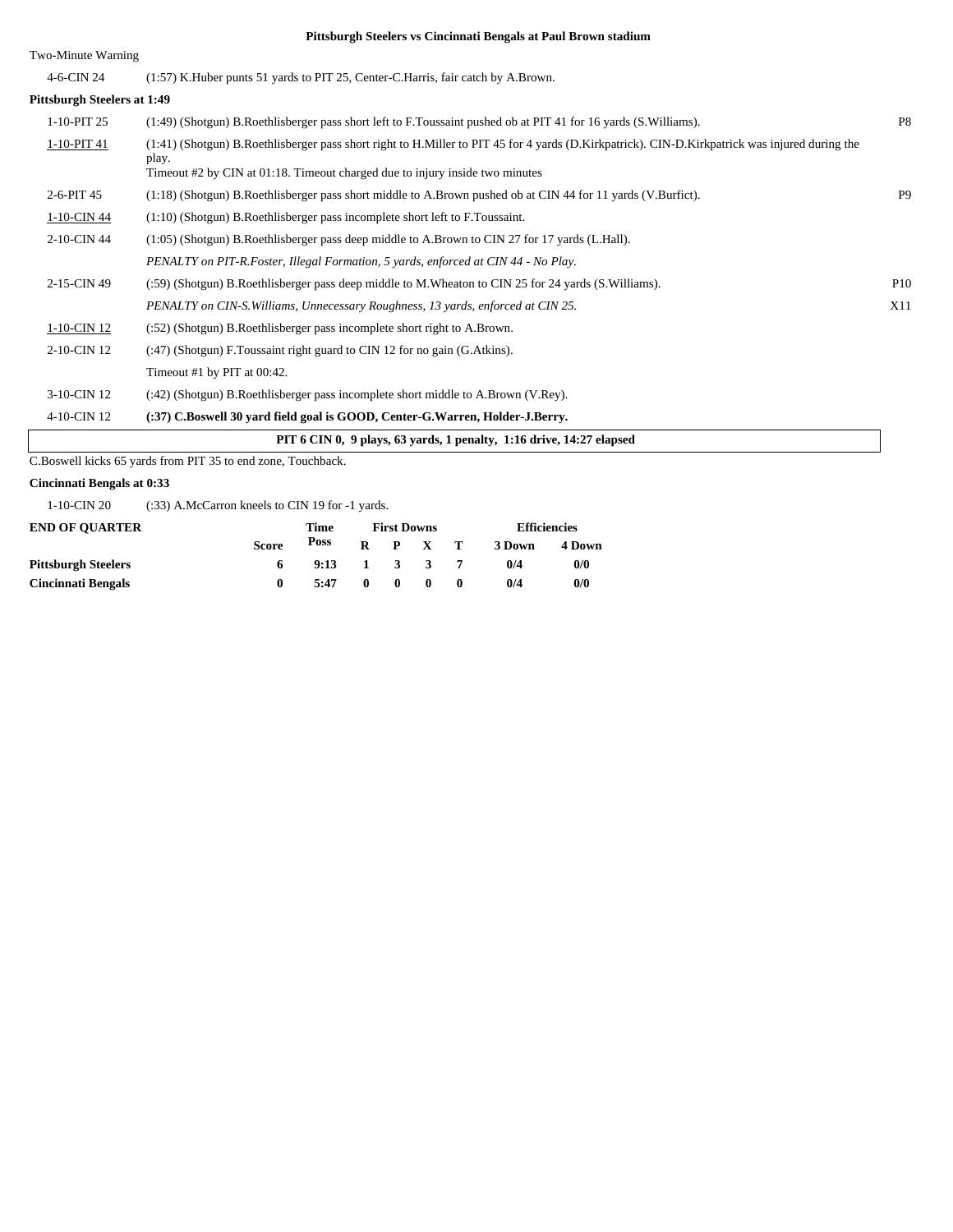**Pittsburgh Steelers vs Cincinnati Bengals at Paul Brown stadium**

Two-Minute Warning

| | | |
|---|---|---|
| 4-6-CIN 24 | (1:57) K.Huber punts 51 yards to PIT 25, Center-C.Harris, fair catch by A.Brown. | |

**Pittsburgh Steelers at 1:49**

| | | |
|---|---|---|
| 1-10-PIT 25 | (1:49) (Shotgun) B.Roethlisberger pass short left to F.Toussaint pushed ob at PIT 41 for 16 yards (S.Williams). | P8 |
| 1-10-PIT 41 | (1:41) (Shotgun) B.Roethlisberger pass short right to H.Miller to PIT 45 for 4 yards (D.Kirkpatrick). CIN-D.Kirkpatrick was injured during the play.<br>Timeout #2 by CIN at 01:18. Timeout charged due to injury inside two minutes | |
| 2-6-PIT 45 | (1:18) (Shotgun) B.Roethlisberger pass short middle to A.Brown pushed ob at CIN 44 for 11 yards (V.Burfict). | P9 |
| 1-10-CIN 44 | (1:10) (Shotgun) B.Roethlisberger pass incomplete short left to F.Toussaint. | |
| 2-10-CIN 44 | (1:05) (Shotgun) B.Roethlisberger pass deep middle to A.Brown to CIN 27 for 17 yards (L.Hall). | |
| | *PENALTY on PIT-R.Foster, Illegal Formation, 5 yards, enforced at CIN 44 - No Play.* | |
| 2-15-CIN 49 | (:59) (Shotgun) B.Roethlisberger pass deep middle to M.Wheaton to CIN 25 for 24 yards (S.Williams). | P10 |
| | *PENALTY on CIN-S.Williams, Unnecessary Roughness, 13 yards, enforced at CIN 25.* | X11 |
| 1-10-CIN 12 | (:52) (Shotgun) B.Roethlisberger pass incomplete short right to A.Brown. | |
| 2-10-CIN 12 | (:47) (Shotgun) F.Toussaint right guard to CIN 12 for no gain (G.Atkins). | |
| | Timeout #1 by PIT at 00:42. | |
| 3-10-CIN 12 | (:42) (Shotgun) B.Roethlisberger pass incomplete short middle to A.Brown (V.Rey). | |
| 4-10-CIN 12 | **(:37) C.Boswell 30 yard field goal is GOOD, Center-G.Warren, Holder-J.Berry.** | |

**PIT 6 CIN 0, 9 plays, 63 yards, 1 penalty, 1:16 drive, 14:27 elapsed**

C.Boswell kicks 65 yards from PIT 35 to end zone, Touchback.

**Cincinnati Bengals at 0:33**

| | |
|---|---|
| 1-10-CIN 20 | (:33) A.McCarron kneels to CIN 19 for -1 yards. |

| END OF QUARTER | Score | Time Poss | First Downs R | P | X | T | Efficiencies 3 Down | 4 Down |
|---|---|---|---|---|---|---|---|---|
| **Pittsburgh Steelers** | 6 | 9:13 | 1 | 3 | 3 | 7 | 0/4 | 0/0 |
| **Cincinnati Bengals** | 0 | 5:47 | 0 | 0 | 0 | 0 | 0/4 | 0/0 |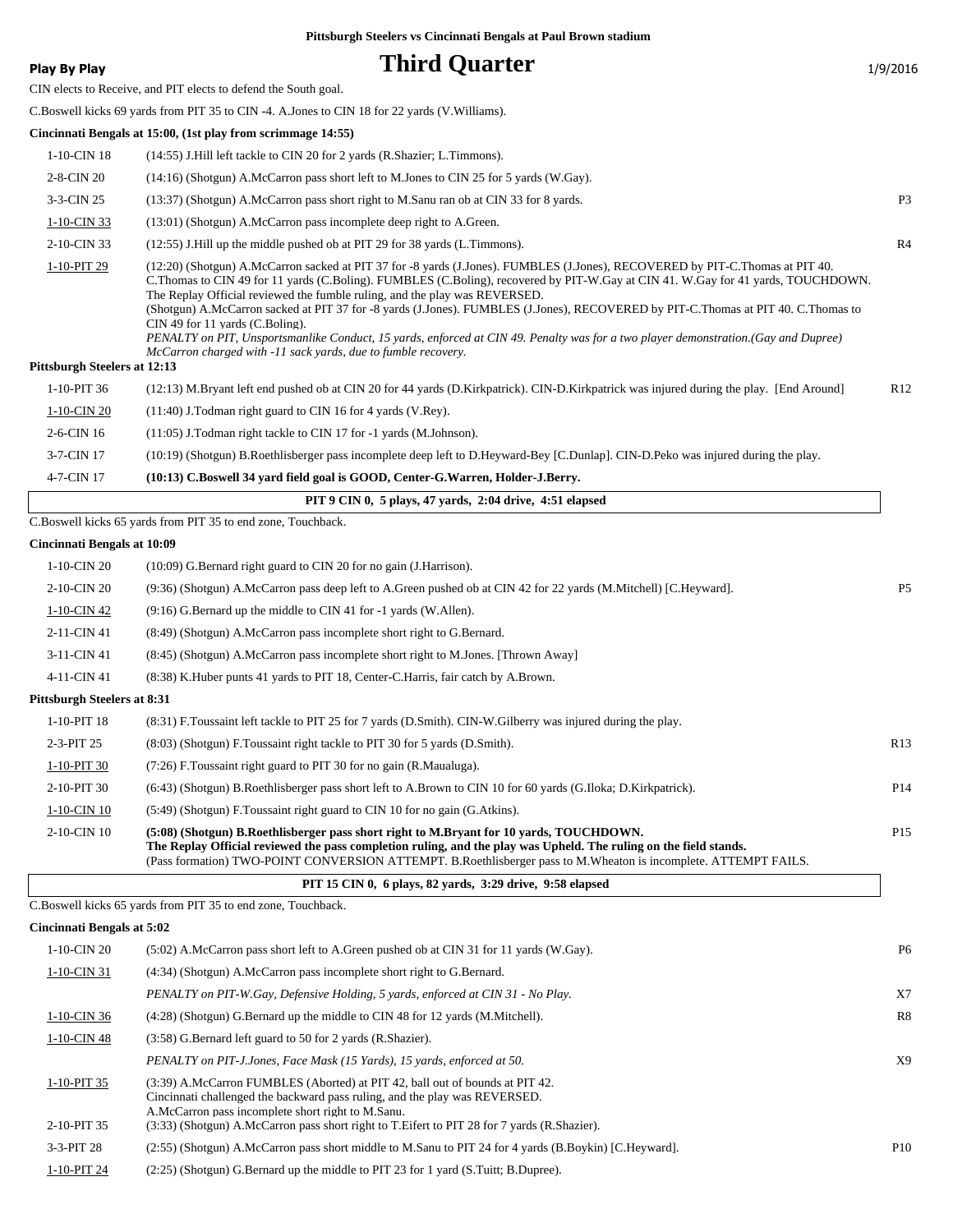**Pittsburgh Steelers vs Cincinnati Bengals at Paul Brown stadium**

**Play By Play**

# Third Quarter

1/9/2016

CIN elects to Receive, and PIT elects to defend the South goal.

C.Boswell kicks 69 yards from PIT 35 to CIN -4. A.Jones to CIN 18 for 22 yards (V.Williams).

**Cincinnati Bengals at 15:00, (1st play from scrimmage 14:55)**

| Down | Play | |
|---|---|---|
| 1-10-CIN 18 | (14:55) J.Hill left tackle to CIN 20 for 2 yards (R.Shazier; L.Timmons). | |
| 2-8-CIN 20 | (14:16) (Shotgun) A.McCarron pass short left to M.Jones to CIN 25 for 5 yards (W.Gay). | |
| 3-3-CIN 25 | (13:37) (Shotgun) A.McCarron pass short right to M.Sanu ran ob at CIN 33 for 8 yards. | P3 |
| 1-10-CIN 33 | (13:01) (Shotgun) A.McCarron pass incomplete deep right to A.Green. | |
| 2-10-CIN 33 | (12:55) J.Hill up the middle pushed ob at PIT 29 for 38 yards (L.Timmons). | R4 |
| 1-10-PIT 29 | (12:20) (Shotgun) A.McCarron sacked at PIT 37 for -8 yards (J.Jones). FUMBLES (J.Jones), RECOVERED by PIT-C.Thomas at PIT 40. C.Thomas to CIN 49 for 11 yards (C.Boling). FUMBLES (C.Boling), recovered by PIT-W.Gay at CIN 41. W.Gay for 41 yards, TOUCHDOWN. The Replay Official reviewed the fumble ruling, and the play was REVERSED. (Shotgun) A.McCarron sacked at PIT 37 for -8 yards (J.Jones). FUMBLES (J.Jones), RECOVERED by PIT-C.Thomas at PIT 40. C.Thomas to CIN 49 for 11 yards (C.Boling). *PENALTY on PIT, Unsportsmanlike Conduct, 15 yards, enforced at CIN 49. Penalty was for a two player demonstration.(Gay and Dupree) McCarron charged with -11 sack yards, due to fumble recovery.* | |

**Pittsburgh Steelers at 12:13**

| Down | Play | |
|---|---|---|
| 1-10-PIT 36 | (12:13) M.Bryant left end pushed ob at CIN 20 for 44 yards (D.Kirkpatrick). CIN-D.Kirkpatrick was injured during the play. [End Around] | R12 |
| 1-10-CIN 20 | (11:40) J.Todman right guard to CIN 16 for 4 yards (V.Rey). | |
| 2-6-CIN 16 | (11:05) J.Todman right tackle to CIN 17 for -1 yards (M.Johnson). | |
| 3-7-CIN 17 | (10:19) (Shotgun) B.Roethlisberger pass incomplete deep left to D.Heyward-Bey [C.Dunlap]. CIN-D.Peko was injured during the play. | |
| 4-7-CIN 17 | **(10:13) C.Boswell 34 yard field goal is GOOD, Center-G.Warren, Holder-J.Berry.** | |

**PIT 9 CIN 0, 5 plays, 47 yards, 2:04 drive, 4:51 elapsed**

C.Boswell kicks 65 yards from PIT 35 to end zone, Touchback.

**Cincinnati Bengals at 10:09**

| Down | Play | |
|---|---|---|
| 1-10-CIN 20 | (10:09) G.Bernard right guard to CIN 20 for no gain (J.Harrison). | |
| 2-10-CIN 20 | (9:36) (Shotgun) A.McCarron pass deep left to A.Green pushed ob at CIN 42 for 22 yards (M.Mitchell) [C.Heyward]. | P5 |
| 1-10-CIN 42 | (9:16) G.Bernard up the middle to CIN 41 for -1 yards (W.Allen). | |
| 2-11-CIN 41 | (8:49) (Shotgun) A.McCarron pass incomplete short right to G.Bernard. | |
| 3-11-CIN 41 | (8:45) (Shotgun) A.McCarron pass incomplete short right to M.Jones. [Thrown Away] | |
| 4-11-CIN 41 | (8:38) K.Huber punts 41 yards to PIT 18, Center-C.Harris, fair catch by A.Brown. | |

**Pittsburgh Steelers at 8:31**

| Down | Play | |
|---|---|---|
| 1-10-PIT 18 | (8:31) F.Toussaint left tackle to PIT 25 for 7 yards (D.Smith). CIN-W.Gilberry was injured during the play. | |
| 2-3-PIT 25 | (8:03) (Shotgun) F.Toussaint right tackle to PIT 30 for 5 yards (D.Smith). | R13 |
| 1-10-PIT 30 | (7:26) F.Toussaint right guard to PIT 30 for no gain (R.Maualuga). | |
| 2-10-PIT 30 | (6:43) (Shotgun) B.Roethlisberger pass short left to A.Brown to CIN 10 for 60 yards (G.Iloka; D.Kirkpatrick). | P14 |
| 1-10-CIN 10 | (5:49) (Shotgun) F.Toussaint right guard to CIN 10 for no gain (G.Atkins). | |
| 2-10-CIN 10 | **(5:08) (Shotgun) B.Roethlisberger pass short right to M.Bryant for 10 yards, TOUCHDOWN. The Replay Official reviewed the pass completion ruling, and the play was Upheld. The ruling on the field stands.** (Pass formation) TWO-POINT CONVERSION ATTEMPT. B.Roethlisberger pass to M.Wheaton is incomplete. ATTEMPT FAILS. | P15 |

**PIT 15 CIN 0, 6 plays, 82 yards, 3:29 drive, 9:58 elapsed**

C.Boswell kicks 65 yards from PIT 35 to end zone, Touchback.

**Cincinnati Bengals at 5:02**

| Down | Play | |
|---|---|---|
| 1-10-CIN 20 | (5:02) A.McCarron pass short left to A.Green pushed ob at CIN 31 for 11 yards (W.Gay). | P6 |
| 1-10-CIN 31 | (4:34) (Shotgun) A.McCarron pass incomplete short right to G.Bernard. | |
| | *PENALTY on PIT-W.Gay, Defensive Holding, 5 yards, enforced at CIN 31 - No Play.* | X7 |
| 1-10-CIN 36 | (4:28) (Shotgun) G.Bernard up the middle to CIN 48 for 12 yards (M.Mitchell). | R8 |
| 1-10-CIN 48 | (3:58) G.Bernard left guard to 50 for 2 yards (R.Shazier). | |
| | *PENALTY on PIT-J.Jones, Face Mask (15 Yards), 15 yards, enforced at 50.* | X9 |
| 1-10-PIT 35 | (3:39) A.McCarron FUMBLES (Aborted) at PIT 42, ball out of bounds at PIT 42. Cincinnati challenged the backward pass ruling, and the play was REVERSED. A.McCarron pass incomplete short right to M.Sanu. | |
| 2-10-PIT 35 | (3:33) (Shotgun) A.McCarron pass short right to T.Eifert to PIT 28 for 7 yards (R.Shazier). | |
| 3-3-PIT 28 | (2:55) (Shotgun) A.McCarron pass short middle to M.Sanu to PIT 24 for 4 yards (B.Boykin) [C.Heyward]. | P10 |
| 1-10-PIT 24 | (2:25) (Shotgun) G.Bernard up the middle to PIT 23 for 1 yard (S.Tuitt; B.Dupree). | |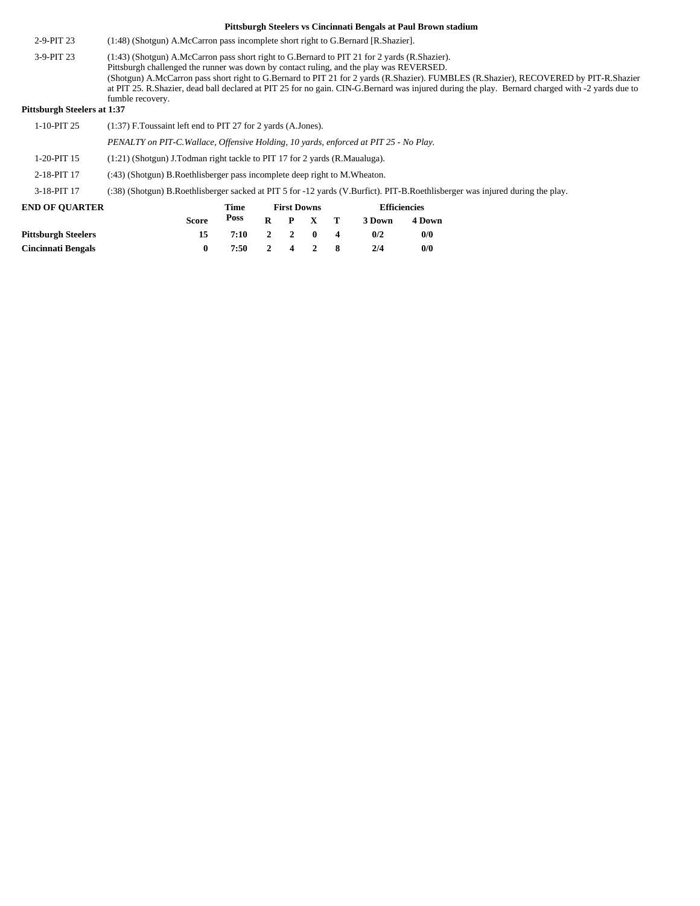### Pittsburgh Steelers vs Cincinnati Bengals at Paul Brown stadium

| | |
|---|---|
| 2-9-PIT 23 | (1:48) (Shotgun) A.McCarron pass incomplete short right to G.Bernard [R.Shazier]. |
| 3-9-PIT 23 | (1:43) (Shotgun) A.McCarron pass short right to G.Bernard to PIT 21 for 2 yards (R.Shazier). Pittsburgh challenged the runner was down by contact ruling, and the play was REVERSED. (Shotgun) A.McCarron pass short right to G.Bernard to PIT 21 for 2 yards (R.Shazier). FUMBLES (R.Shazier), RECOVERED by PIT-R.Shazier at PIT 25. R.Shazier, dead ball declared at PIT 25 for no gain. CIN-G.Bernard was injured during the play. Bernard charged with -2 yards due to fumble recovery. |

**Pittsburgh Steelers at 1:37**

| | |
|---|---|
| 1-10-PIT 25 | (1:37) F.Toussaint left end to PIT 27 for 2 yards (A.Jones). |
| | *PENALTY on PIT-C.Wallace, Offensive Holding, 10 yards, enforced at PIT 25 - No Play.* |
| 1-20-PIT 15 | (1:21) (Shotgun) J.Todman right tackle to PIT 17 for 2 yards (R.Maualuga). |
| 2-18-PIT 17 | (:43) (Shotgun) B.Roethlisberger pass incomplete deep right to M.Wheaton. |
| 3-18-PIT 17 | (:38) (Shotgun) B.Roethlisberger sacked at PIT 5 for -12 yards (V.Burfict). PIT-B.Roethlisberger was injured during the play. |

| END OF QUARTER | Score | Time Poss | First Downs R | P | X | T | Efficiencies 3 Down | 4 Down |
|---|---|---|---|---|---|---|---|---|
| Pittsburgh Steelers | 15 | 7:10 | 2 | 2 | 0 | 4 | 0/2 | 0/0 |
| Cincinnati Bengals | 0 | 7:50 | 2 | 4 | 2 | 8 | 2/4 | 0/0 |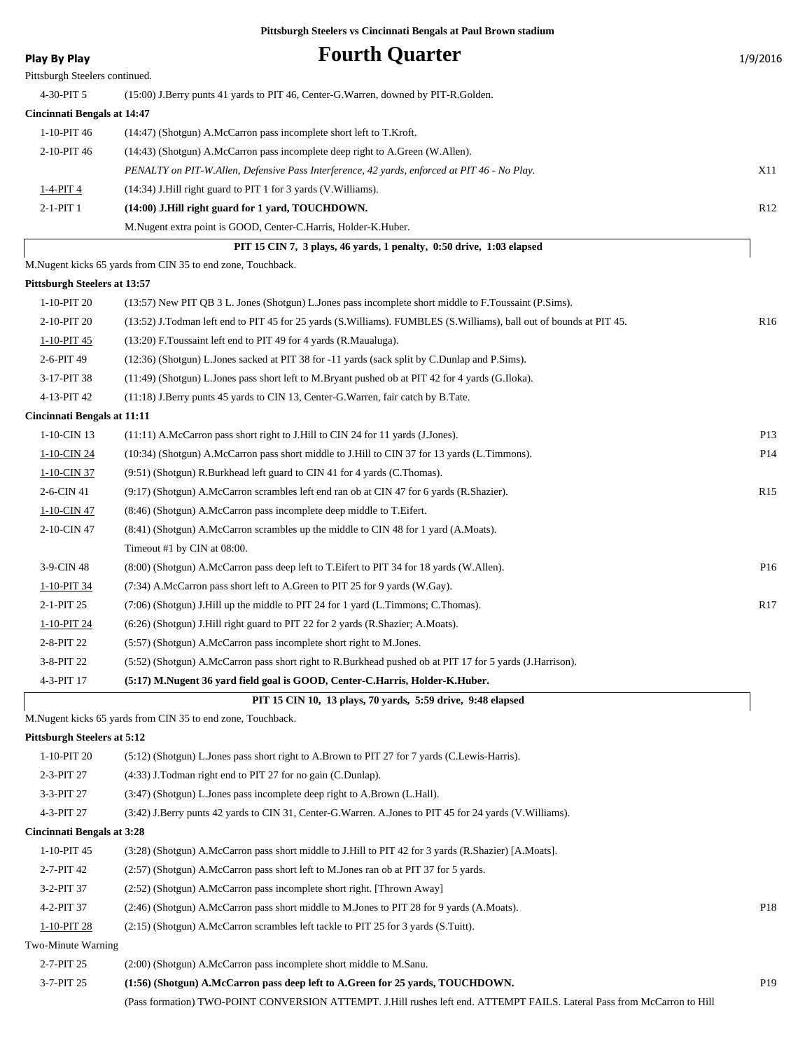**Pittsburgh Steelers vs Cincinnati Bengals at Paul Brown stadium**

**Play By Play**

# Fourth Quarter

1/9/2016

Pittsburgh Steelers continued.

| | | |
|---|---|---|
| 4-30-PIT 5 | (15:00) J.Berry punts 41 yards to PIT 46, Center-G.Warren, downed by PIT-R.Golden. | |
| **Cincinnati Bengals at 14:47** | | |
| 1-10-PIT 46 | (14:47) (Shotgun) A.McCarron pass incomplete short left to T.Kroft. | |
| 2-10-PIT 46 | (14:43) (Shotgun) A.McCarron pass incomplete deep right to A.Green (W.Allen). | |
| | *PENALTY on PIT-W.Allen, Defensive Pass Interference, 42 yards, enforced at PIT 46 - No Play.* | X11 |
| 1-4-PIT 4 | (14:34) J.Hill right guard to PIT 1 for 3 yards (V.Williams). | |
| 2-1-PIT 1 | **(14:00) J.Hill right guard for 1 yard, TOUCHDOWN.** | R12 |
| | M.Nugent extra point is GOOD, Center-C.Harris, Holder-K.Huber. | |
| | **PIT 15 CIN 7, 3 plays, 46 yards, 1 penalty, 0:50 drive, 1:03 elapsed** | |
| M.Nugent kicks 65 yards from CIN 35 to end zone, Touchback. | | |
| **Pittsburgh Steelers at 13:57** | | |
| 1-10-PIT 20 | (13:57) New PIT QB 3 L. Jones (Shotgun) L.Jones pass incomplete short middle to F.Toussaint (P.Sims). | |
| 2-10-PIT 20 | (13:52) J.Todman left end to PIT 45 for 25 yards (S.Williams). FUMBLES (S.Williams), ball out of bounds at PIT 45. | R16 |
| 1-10-PIT 45 | (13:20) F.Toussaint left end to PIT 49 for 4 yards (R.Maualuga). | |
| 2-6-PIT 49 | (12:36) (Shotgun) L.Jones sacked at PIT 38 for -11 yards (sack split by C.Dunlap and P.Sims). | |
| 3-17-PIT 38 | (11:49) (Shotgun) L.Jones pass short left to M.Bryant pushed ob at PIT 42 for 4 yards (G.Iloka). | |
| 4-13-PIT 42 | (11:18) J.Berry punts 45 yards to CIN 13, Center-G.Warren, fair catch by B.Tate. | |
| **Cincinnati Bengals at 11:11** | | |
| 1-10-CIN 13 | (11:11) A.McCarron pass short right to J.Hill to CIN 24 for 11 yards (J.Jones). | P13 |
| 1-10-CIN 24 | (10:34) (Shotgun) A.McCarron pass short middle to J.Hill to CIN 37 for 13 yards (L.Timmons). | P14 |
| 1-10-CIN 37 | (9:51) (Shotgun) R.Burkhead left guard to CIN 41 for 4 yards (C.Thomas). | |
| 2-6-CIN 41 | (9:17) (Shotgun) A.McCarron scrambles left end ran ob at CIN 47 for 6 yards (R.Shazier). | R15 |
| 1-10-CIN 47 | (8:46) (Shotgun) A.McCarron pass incomplete deep middle to T.Eifert. | |
| 2-10-CIN 47 | (8:41) (Shotgun) A.McCarron scrambles up the middle to CIN 48 for 1 yard (A.Moats). | |
| | Timeout #1 by CIN at 08:00. | |
| 3-9-CIN 48 | (8:00) (Shotgun) A.McCarron pass deep left to T.Eifert to PIT 34 for 18 yards (W.Allen). | P16 |
| 1-10-PIT 34 | (7:34) A.McCarron pass short left to A.Green to PIT 25 for 9 yards (W.Gay). | |
| 2-1-PIT 25 | (7:06) (Shotgun) J.Hill up the middle to PIT 24 for 1 yard (L.Timmons; C.Thomas). | R17 |
| 1-10-PIT 24 | (6:26) (Shotgun) J.Hill right guard to PIT 22 for 2 yards (R.Shazier; A.Moats). | |
| 2-8-PIT 22 | (5:57) (Shotgun) A.McCarron pass incomplete short right to M.Jones. | |
| 3-8-PIT 22 | (5:52) (Shotgun) A.McCarron pass short right to R.Burkhead pushed ob at PIT 17 for 5 yards (J.Harrison). | |
| 4-3-PIT 17 | **(5:17) M.Nugent 36 yard field goal is GOOD, Center-C.Harris, Holder-K.Huber.** | |
| | **PIT 15 CIN 10, 13 plays, 70 yards, 5:59 drive, 9:48 elapsed** | |
| M.Nugent kicks 65 yards from CIN 35 to end zone, Touchback. | | |
| **Pittsburgh Steelers at 5:12** | | |
| 1-10-PIT 20 | (5:12) (Shotgun) L.Jones pass short right to A.Brown to PIT 27 for 7 yards (C.Lewis-Harris). | |
| 2-3-PIT 27 | (4:33) J.Todman right end to PIT 27 for no gain (C.Dunlap). | |
| 3-3-PIT 27 | (3:47) (Shotgun) L.Jones pass incomplete deep right to A.Brown (L.Hall). | |
| 4-3-PIT 27 | (3:42) J.Berry punts 42 yards to CIN 31, Center-G.Warren. A.Jones to PIT 45 for 24 yards (V.Williams). | |
| **Cincinnati Bengals at 3:28** | | |
| 1-10-PIT 45 | (3:28) (Shotgun) A.McCarron pass short middle to J.Hill to PIT 42 for 3 yards (R.Shazier) [A.Moats]. | |
| 2-7-PIT 42 | (2:57) (Shotgun) A.McCarron pass short left to M.Jones ran ob at PIT 37 for 5 yards. | |
| 3-2-PIT 37 | (2:52) (Shotgun) A.McCarron pass incomplete short right. [Thrown Away] | |
| 4-2-PIT 37 | (2:46) (Shotgun) A.McCarron pass short middle to M.Jones to PIT 28 for 9 yards (A.Moats). | P18 |
| 1-10-PIT 28 | (2:15) (Shotgun) A.McCarron scrambles left tackle to PIT 25 for 3 yards (S.Tuitt). | |
| Two-Minute Warning | | |
| 2-7-PIT 25 | (2:00) (Shotgun) A.McCarron pass incomplete short middle to M.Sanu. | |
| 3-7-PIT 25 | **(1:56) (Shotgun) A.McCarron pass deep left to A.Green for 25 yards, TOUCHDOWN.** | P19 |
| | (Pass formation) TWO-POINT CONVERSION ATTEMPT. J.Hill rushes left end. ATTEMPT FAILS. Lateral Pass from McCarron to Hill | |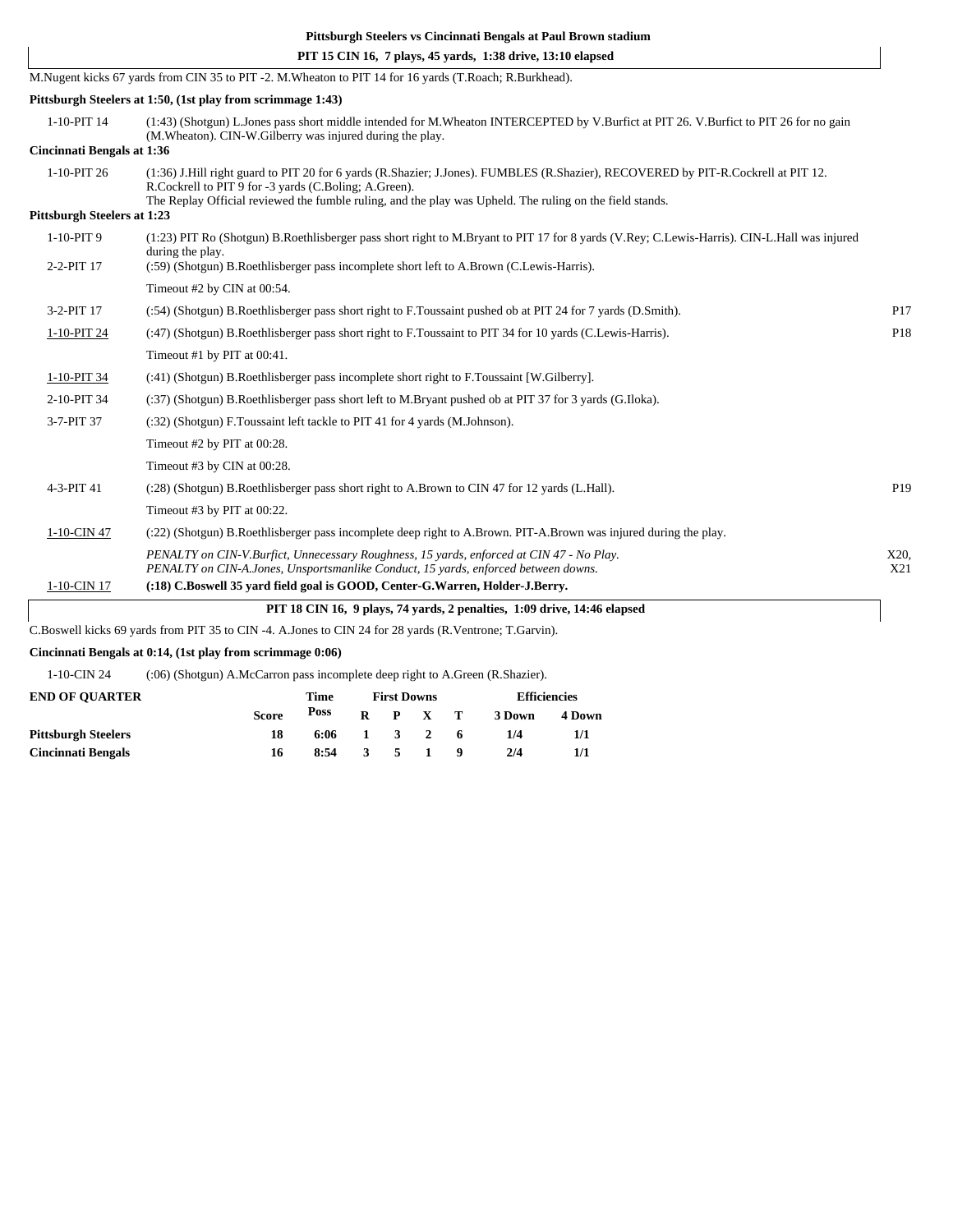**Pittsburgh Steelers vs Cincinnati Bengals at Paul Brown stadium**

**PIT 15 CIN 16, 7 plays, 45 yards, 1:38 drive, 13:10 elapsed**

M.Nugent kicks 67 yards from CIN 35 to PIT -2. M.Wheaton to PIT 14 for 16 yards (T.Roach; R.Burkhead).

**Pittsburgh Steelers at 1:50, (1st play from scrimmage 1:43)**

| | | |
|---|---|---|
| 1-10-PIT 14 | (1:43) (Shotgun) L.Jones pass short middle intended for M.Wheaton INTERCEPTED by V.Burfict at PIT 26. V.Burfict to PIT 26 for no gain (M.Wheaton). CIN-W.Gilberry was injured during the play. | |

**Cincinnati Bengals at 1:36**

| | | |
|---|---|---|
| 1-10-PIT 26 | (1:36) J.Hill right guard to PIT 20 for 6 yards (R.Shazier; J.Jones). FUMBLES (R.Shazier), RECOVERED by PIT-R.Cockrell at PIT 12. R.Cockrell to PIT 9 for -3 yards (C.Boling; A.Green). The Replay Official reviewed the fumble ruling, and the play was Upheld. The ruling on the field stands. | |

**Pittsburgh Steelers at 1:23**

| | | |
|---|---|---|
| 1-10-PIT 9 | (1:23) PIT Ro (Shotgun) B.Roethlisberger pass short right to M.Bryant to PIT 17 for 8 yards (V.Rey; C.Lewis-Harris). CIN-L.Hall was injured during the play. | |
| 2-2-PIT 17 | (:59) (Shotgun) B.Roethlisberger pass incomplete short left to A.Brown (C.Lewis-Harris). | |
| | Timeout #2 by CIN at 00:54. | |
| 3-2-PIT 17 | (:54) (Shotgun) B.Roethlisberger pass short right to F.Toussaint pushed ob at PIT 24 for 7 yards (D.Smith). | P17 |
| 1-10-PIT 24 | (:47) (Shotgun) B.Roethlisberger pass short right to F.Toussaint to PIT 34 for 10 yards (C.Lewis-Harris). | P18 |
| | Timeout #1 by PIT at 00:41. | |
| 1-10-PIT 34 | (:41) (Shotgun) B.Roethlisberger pass incomplete short right to F.Toussaint [W.Gilberry]. | |
| 2-10-PIT 34 | (:37) (Shotgun) B.Roethlisberger pass short left to M.Bryant pushed ob at PIT 37 for 3 yards (G.Iloka). | |
| 3-7-PIT 37 | (:32) (Shotgun) F.Toussaint left tackle to PIT 41 for 4 yards (M.Johnson). | |
| | Timeout #2 by PIT at 00:28. | |
| | Timeout #3 by CIN at 00:28. | |
| 4-3-PIT 41 | (:28) (Shotgun) B.Roethlisberger pass short right to A.Brown to CIN 47 for 12 yards (L.Hall). | P19 |
| | Timeout #3 by PIT at 00:22. | |
| 1-10-CIN 47 | (:22) (Shotgun) B.Roethlisberger pass incomplete deep right to A.Brown. PIT-A.Brown was injured during the play. | |
| | *PENALTY on CIN-V.Burfict, Unnecessary Roughness, 15 yards, enforced at CIN 47 - No Play. PENALTY on CIN-A.Jones, Unsportsmanlike Conduct, 15 yards, enforced between downs.* | X20, X21 |
| 1-10-CIN 17 | **(:18) C.Boswell 35 yard field goal is GOOD, Center-G.Warren, Holder-J.Berry.** | |

**PIT 18 CIN 16, 9 plays, 74 yards, 2 penalties, 1:09 drive, 14:46 elapsed**

C.Boswell kicks 69 yards from PIT 35 to CIN -4. A.Jones to CIN 24 for 28 yards (R.Ventrone; T.Garvin).

**Cincinnati Bengals at 0:14, (1st play from scrimmage 0:06)**

| | |
|---|---|
| 1-10-CIN 24 | (:06) (Shotgun) A.McCarron pass incomplete deep right to A.Green (R.Shazier). |

| END OF QUARTER | Score | Time Poss | First Downs R | P | X | T | Efficiencies 3 Down | 4 Down |
|---|---|---|---|---|---|---|---|---|
| Pittsburgh Steelers | 18 | 6:06 | 1 | 3 | 2 | 6 | 1/4 | 1/1 |
| Cincinnati Bengals | 16 | 8:54 | 3 | 5 | 1 | 9 | 2/4 | 1/1 |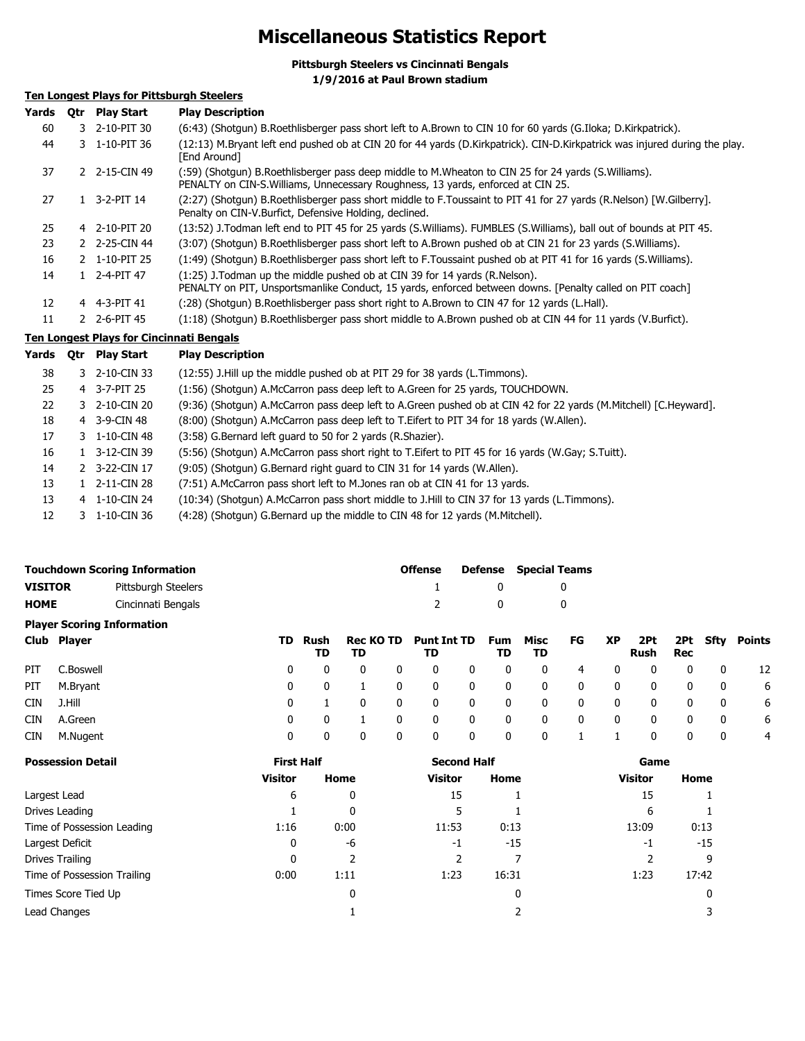# Miscellaneous Statistics Report

**Pittsburgh Steelers vs Cincinnati Bengals**
**1/9/2016 at Paul Brown stadium**

### Ten Longest Plays for Pittsburgh Steelers

| Yards | Qtr | Play Start | Play Description |
|---|---|---|---|
| 60 | 3 | 2-10-PIT 30 | (6:43) (Shotgun) B.Roethlisberger pass short left to A.Brown to CIN 10 for 60 yards (G.Iloka; D.Kirkpatrick). |
| 44 | 3 | 1-10-PIT 36 | (12:13) M.Bryant left end pushed ob at CIN 20 for 44 yards (D.Kirkpatrick). CIN-D.Kirkpatrick was injured during the play. [End Around] |
| 37 | 2 | 2-15-CIN 49 | (:59) (Shotgun) B.Roethlisberger pass deep middle to M.Wheaton to CIN 25 for 24 yards (S.Williams). PENALTY on CIN-S.Williams, Unnecessary Roughness, 13 yards, enforced at CIN 25. |
| 27 | 1 | 3-2-PIT 14 | (2:27) (Shotgun) B.Roethlisberger pass short middle to F.Toussaint to PIT 41 for 27 yards (R.Nelson) [W.Gilberry]. Penalty on CIN-V.Burfict, Defensive Holding, declined. |
| 25 | 4 | 2-10-PIT 20 | (13:52) J.Todman left end to PIT 45 for 25 yards (S.Williams). FUMBLES (S.Williams), ball out of bounds at PIT 45. |
| 23 | 2 | 2-25-CIN 44 | (3:07) (Shotgun) B.Roethlisberger pass short left to A.Brown pushed ob at CIN 21 for 23 yards (S.Williams). |
| 16 | 2 | 1-10-PIT 25 | (1:49) (Shotgun) B.Roethlisberger pass short left to F.Toussaint pushed ob at PIT 41 for 16 yards (S.Williams). |
| 14 | 1 | 2-4-PIT 47 | (1:25) J.Todman up the middle pushed ob at CIN 39 for 14 yards (R.Nelson). PENALTY on PIT, Unsportsmanlike Conduct, 15 yards, enforced between downs. [Penalty called on PIT coach] |
| 12 | 4 | 4-3-PIT 41 | (:28) (Shotgun) B.Roethlisberger pass short right to A.Brown to CIN 47 for 12 yards (L.Hall). |
| 11 | 2 | 2-6-PIT 45 | (1:18) (Shotgun) B.Roethlisberger pass short middle to A.Brown pushed ob at CIN 44 for 11 yards (V.Burfict). |

### Ten Longest Plays for Cincinnati Bengals

| Yards | Qtr | Play Start | Play Description |
|---|---|---|---|
| 38 | 3 | 2-10-CIN 33 | (12:55) J.Hill up the middle pushed ob at PIT 29 for 38 yards (L.Timmons). |
| 25 | 4 | 3-7-PIT 25 | (1:56) (Shotgun) A.McCarron pass deep left to A.Green for 25 yards, TOUCHDOWN. |
| 22 | 3 | 2-10-CIN 20 | (9:36) (Shotgun) A.McCarron pass deep left to A.Green pushed ob at CIN 42 for 22 yards (M.Mitchell) [C.Heyward]. |
| 18 | 4 | 3-9-CIN 48 | (8:00) (Shotgun) A.McCarron pass deep left to T.Eifert to PIT 34 for 18 yards (W.Allen). |
| 17 | 3 | 1-10-CIN 48 | (3:58) G.Bernard left guard to 50 for 2 yards (R.Shazier). |
| 16 | 1 | 3-12-CIN 39 | (5:56) (Shotgun) A.McCarron pass short right to T.Eifert to PIT 45 for 16 yards (W.Gay; S.Tuitt). |
| 14 | 2 | 3-22-CIN 17 | (9:05) (Shotgun) G.Bernard right guard to CIN 31 for 14 yards (W.Allen). |
| 13 | 1 | 2-11-CIN 28 | (7:51) A.McCarron pass short left to M.Jones ran ob at CIN 41 for 13 yards. |
| 13 | 4 | 1-10-CIN 24 | (10:34) (Shotgun) A.McCarron pass short middle to J.Hill to CIN 37 for 13 yards (L.Timmons). |
| 12 | 3 | 1-10-CIN 36 | (4:28) (Shotgun) G.Bernard up the middle to CIN 48 for 12 yards (M.Mitchell). |

### Touchdown Scoring Information

| | | Offense | Defense | Special Teams |
|---|---|---|---|---|
| VISITOR | Pittsburgh Steelers | 1 | 0 | 0 |
| HOME | Cincinnati Bengals | 2 | 0 | 0 |

### Player Scoring Information

| Club | Player | TD | Rush TD | Rec TD | KO TD | Punt TD | Int TD | Fum TD | Misc TD | FG | XP | 2Pt Rush | 2Pt Rec | Sfty | Points |
|---|---|---|---|---|---|---|---|---|---|---|---|---|---|---|---|
| PIT | C.Boswell | 0 | 0 | 0 | 0 | 0 | 0 | 0 | 0 | 4 | 0 | 0 | 0 | 0 | 12 |
| PIT | M.Bryant | 0 | 0 | 1 | 0 | 0 | 0 | 0 | 0 | 0 | 0 | 0 | 0 | 0 | 6 |
| CIN | J.Hill | 0 | 1 | 0 | 0 | 0 | 0 | 0 | 0 | 0 | 0 | 0 | 0 | 0 | 6 |
| CIN | A.Green | 0 | 0 | 1 | 0 | 0 | 0 | 0 | 0 | 0 | 0 | 0 | 0 | 0 | 6 |
| CIN | M.Nugent | 0 | 0 | 0 | 0 | 0 | 0 | 0 | 0 | 1 | 1 | 0 | 0 | 0 | 4 |

### Possession Detail

| | First Half | | Second Half | | Game | |
|---|---|---|---|---|---|---|
| | Visitor | Home | Visitor | Home | Visitor | Home |
| Largest Lead | 6 | 0 | 15 | 1 | 15 | 1 |
| Drives Leading | 1 | 0 | 5 | 1 | 6 | 1 |
| Time of Possession Leading | 1:16 | 0:00 | 11:53 | 0:13 | 13:09 | 0:13 |
| Largest Deficit | 0 | -6 | -1 | -15 | -1 | -15 |
| Drives Trailing | 0 | 2 | 2 | 7 | 2 | 9 |
| Time of Possession Trailing | 0:00 | 1:11 | 1:23 | 16:31 | 1:23 | 17:42 |
| Times Score Tied Up | | 0 | | 0 | | 0 |
| Lead Changes | | 1 | | 2 | | 3 |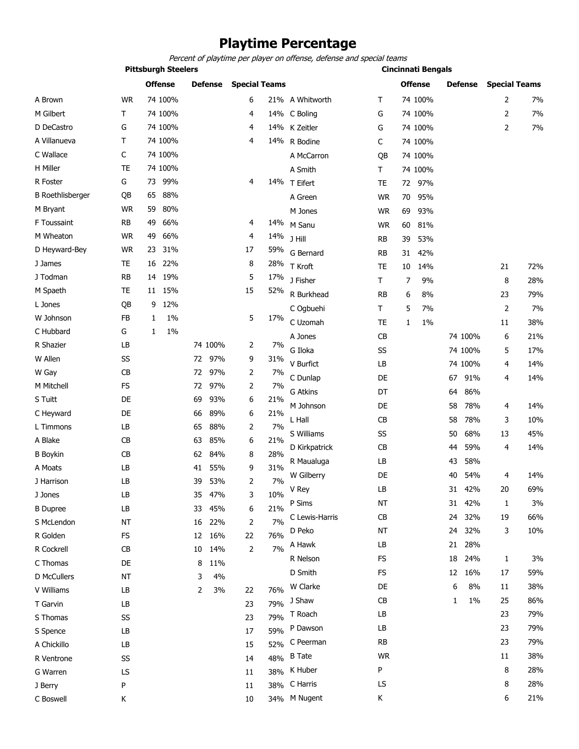# Playtime Percentage

*Percent of playtime per player on offense, defense and special teams*

## Pittsburgh Steelers

| Player | Pos | Offense | | Defense | | Special Teams | |
|---|---|---|---|---|---|---|---|
| A Brown | WR | 74 | 100% | | | 6 | 21% |
| M Gilbert | T | 74 | 100% | | | 4 | 14% |
| D DeCastro | G | 74 | 100% | | | 4 | 14% |
| A Villanueva | T | 74 | 100% | | | 4 | 14% |
| C Wallace | C | 74 | 100% | | | | |
| H Miller | TE | 74 | 100% | | | | |
| R Foster | G | 73 | 99% | | | 4 | 14% |
| B Roethlisberger | QB | 65 | 88% | | | | |
| M Bryant | WR | 59 | 80% | | | | |
| F Toussaint | RB | 49 | 66% | | | 4 | 14% |
| M Wheaton | WR | 49 | 66% | | | 4 | 14% |
| D Heyward-Bey | WR | 23 | 31% | | | 17 | 59% |
| J James | TE | 16 | 22% | | | 8 | 28% |
| J Todman | RB | 14 | 19% | | | 5 | 17% |
| M Spaeth | TE | 11 | 15% | | | 15 | 52% |
| L Jones | QB | 9 | 12% | | | | |
| W Johnson | FB | 1 | 1% | | | 5 | 17% |
| C Hubbard | G | 1 | 1% | | | | |
| R Shazier | LB | | | 74 | 100% | 2 | 7% |
| W Allen | SS | | | 72 | 97% | 9 | 31% |
| W Gay | CB | | | 72 | 97% | 2 | 7% |
| M Mitchell | FS | | | 72 | 97% | 2 | 7% |
| S Tuitt | DE | | | 69 | 93% | 6 | 21% |
| C Heyward | DE | | | 66 | 89% | 6 | 21% |
| L Timmons | LB | | | 65 | 88% | 2 | 7% |
| A Blake | CB | | | 63 | 85% | 6 | 21% |
| B Boykin | CB | | | 62 | 84% | 8 | 28% |
| A Moats | LB | | | 41 | 55% | 9 | 31% |
| J Harrison | LB | | | 39 | 53% | 2 | 7% |
| J Jones | LB | | | 35 | 47% | 3 | 10% |
| B Dupree | LB | | | 33 | 45% | 6 | 21% |
| S McLendon | NT | | | 16 | 22% | 2 | 7% |
| R Golden | FS | | | 12 | 16% | 22 | 76% |
| R Cockrell | CB | | | 10 | 14% | 2 | 7% |
| C Thomas | DE | | | 8 | 11% | | |
| D McCullers | NT | | | 3 | 4% | | |
| V Williams | LB | | | 2 | 3% | 22 | 76% |
| T Garvin | LB | | | | | 23 | 79% |
| S Thomas | SS | | | | | 23 | 79% |
| S Spence | LB | | | | | 17 | 59% |
| A Chickillo | LB | | | | | 15 | 52% |
| R Ventrone | SS | | | | | 14 | 48% |
| G Warren | LS | | | | | 11 | 38% |
| J Berry | P | | | | | 11 | 38% |
| C Boswell | K | | | | | 10 | 34% |

## Cincinnati Bengals

| Player | Pos | Offense | | Defense | | Special Teams | |
|---|---|---|---|---|---|---|---|
| A Whitworth | T | 74 | 100% | | | 2 | 7% |
| C Boling | G | 74 | 100% | | | 2 | 7% |
| K Zeitler | G | 74 | 100% | | | 2 | 7% |
| R Bodine | C | 74 | 100% | | | | |
| A McCarron | QB | 74 | 100% | | | | |
| A Smith | T | 74 | 100% | | | | |
| T Eifert | TE | 72 | 97% | | | | |
| A Green | WR | 70 | 95% | | | | |
| M Jones | WR | 69 | 93% | | | | |
| M Sanu | WR | 60 | 81% | | | | |
| J Hill | RB | 39 | 53% | | | | |
| G Bernard | RB | 31 | 42% | | | | |
| T Kroft | TE | 10 | 14% | | | 21 | 72% |
| J Fisher | T | 7 | 9% | | | 8 | 28% |
| R Burkhead | RB | 6 | 8% | | | 23 | 79% |
| C Ogbuehi | T | 5 | 7% | | | 2 | 7% |
| C Uzomah | TE | 1 | 1% | | | 11 | 38% |
| A Jones | CB | | | 74 | 100% | 6 | 21% |
| G Iloka | SS | | | 74 | 100% | 5 | 17% |
| V Burfict | LB | | | 74 | 100% | 4 | 14% |
| C Dunlap | DE | | | 67 | 91% | 4 | 14% |
| G Atkins | DT | | | 64 | 86% | | |
| M Johnson | DE | | | 58 | 78% | 4 | 14% |
| L Hall | CB | | | 58 | 78% | 3 | 10% |
| S Williams | SS | | | 50 | 68% | 13 | 45% |
| D Kirkpatrick | CB | | | 44 | 59% | 4 | 14% |
| R Maualuga | LB | | | 43 | 58% | | |
| W Gilberry | DE | | | 40 | 54% | 4 | 14% |
| V Rey | LB | | | 31 | 42% | 20 | 69% |
| P Sims | NT | | | 31 | 42% | 1 | 3% |
| C Lewis-Harris | CB | | | 24 | 32% | 19 | 66% |
| D Peko | NT | | | 24 | 32% | 3 | 10% |
| A Hawk | LB | | | 21 | 28% | | |
| R Nelson | FS | | | 18 | 24% | 1 | 3% |
| D Smith | FS | | | 12 | 16% | 17 | 59% |
| W Clarke | DE | | | 6 | 8% | 11 | 38% |
| J Shaw | CB | | | 1 | 1% | 25 | 86% |
| T Roach | LB | | | | | 23 | 79% |
| P Dawson | LB | | | | | 23 | 79% |
| C Peerman | RB | | | | | 23 | 79% |
| B Tate | WR | | | | | 11 | 38% |
| K Huber | P | | | | | 8 | 28% |
| C Harris | LS | | | | | 8 | 28% |
| M Nugent | K | | | | | 6 | 21% |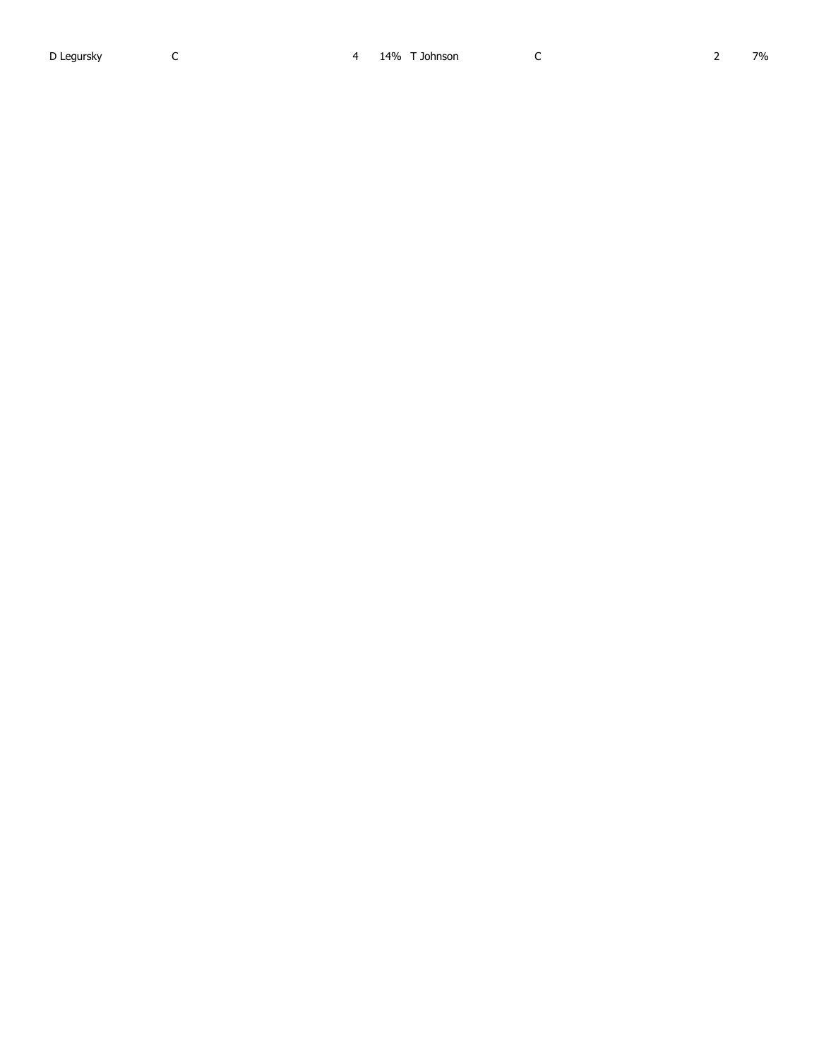| | | | | | | | |
|---|---|---|---|---|---|---|---|
| D Legursky | C | 4 | 14% | T Johnson | C | 2 | 7% |